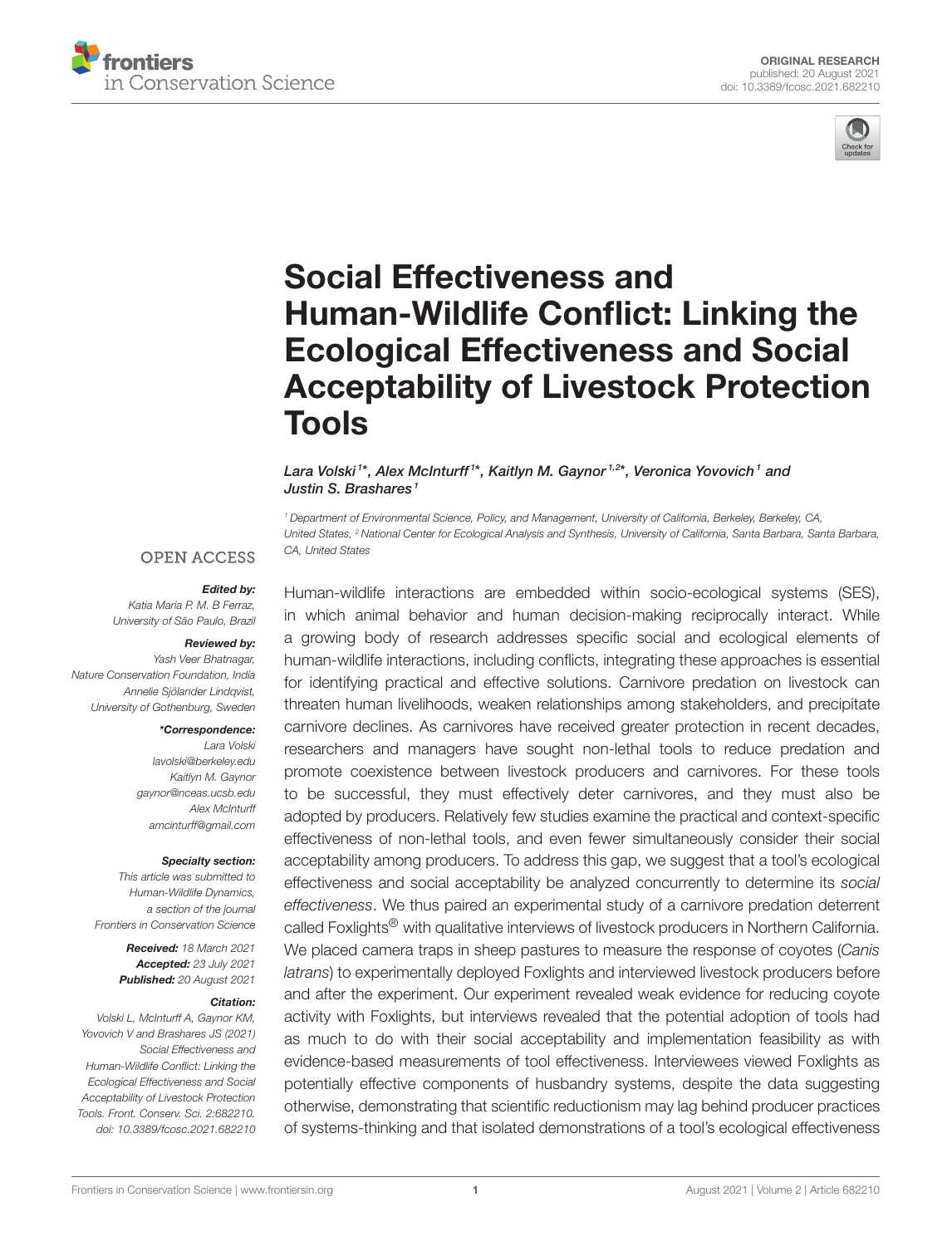ORIGINAL RESEARCH
published: 20 August 2021
doi: 10.3389/fcosc.2021.682210

# Social Effectiveness and Human-Wildlife Conflict: Linking the Ecological Effectiveness and Social Acceptability of Livestock Protection Tools

*Lara Volski[1]\*, Alex McInturff[1]\*, Kaitlyn M. Gaynor[1,2]\*, Veronica Yovovich[1] and Justin S. Brashares[1]*

[1] Department of Environmental Science, Policy, and Management, University of California, Berkeley, Berkeley, CA, United States, [2] National Center for Ecological Analysis and Synthesis, University of California, Santa Barbara, Santa Barbara, CA, United States

OPEN ACCESS

***Edited by:***
Katia Maria P. M. B Ferraz,
University of São Paulo, Brazil

***Reviewed by:***
Yash Veer Bhatnagar,
Nature Conservation Foundation, India
Annelie Sjölander Lindqvist,
University of Gothenburg, Sweden

***\*Correspondence:***
Lara Volski
lavolski@berkeley.edu
Kaitlyn M. Gaynor
gaynor@nceas.ucsb.edu
Alex McInturff
amcinturff@gmail.com

***Specialty section:***
This article was submitted to Human-Wildlife Dynamics, a section of the journal Frontiers in Conservation Science

**Received:** 18 March 2021
**Accepted:** 23 July 2021
**Published:** 20 August 2021

***Citation:***
Volski L, McInturff A, Gaynor KM, Yovovich V and Brashares JS (2021) Social Effectiveness and Human-Wildlife Conflict: Linking the Ecological Effectiveness and Social Acceptability of Livestock Protection Tools. Front. Conserv. Sci. 2:682210. doi: 10.3389/fcosc.2021.682210

Human-wildlife interactions are embedded within socio-ecological systems (SES), in which animal behavior and human decision-making reciprocally interact. While a growing body of research addresses specific social and ecological elements of human-wildlife interactions, including conflicts, integrating these approaches is essential for identifying practical and effective solutions. Carnivore predation on livestock can threaten human livelihoods, weaken relationships among stakeholders, and precipitate carnivore declines. As carnivores have received greater protection in recent decades, researchers and managers have sought non-lethal tools to reduce predation and promote coexistence between livestock producers and carnivores. For these tools to be successful, they must effectively deter carnivores, and they must also be adopted by producers. Relatively few studies examine the practical and context-specific effectiveness of non-lethal tools, and even fewer simultaneously consider their social acceptability among producers. To address this gap, we suggest that a tool's ecological effectiveness and social acceptability be analyzed concurrently to determine its *social effectiveness*. We thus paired an experimental study of a carnivore predation deterrent called Foxlights® with qualitative interviews of livestock producers in Northern California. We placed camera traps in sheep pastures to measure the response of coyotes (*Canis latrans*) to experimentally deployed Foxlights and interviewed livestock producers before and after the experiment. Our experiment revealed weak evidence for reducing coyote activity with Foxlights, but interviews revealed that the potential adoption of tools had as much to do with their social acceptability and implementation feasibility as with evidence-based measurements of tool effectiveness. Interviewees viewed Foxlights as potentially effective components of husbandry systems, despite the data suggesting otherwise, demonstrating that scientific reductionism may lag behind producer practices of systems-thinking and that isolated demonstrations of a tool's ecological effectiveness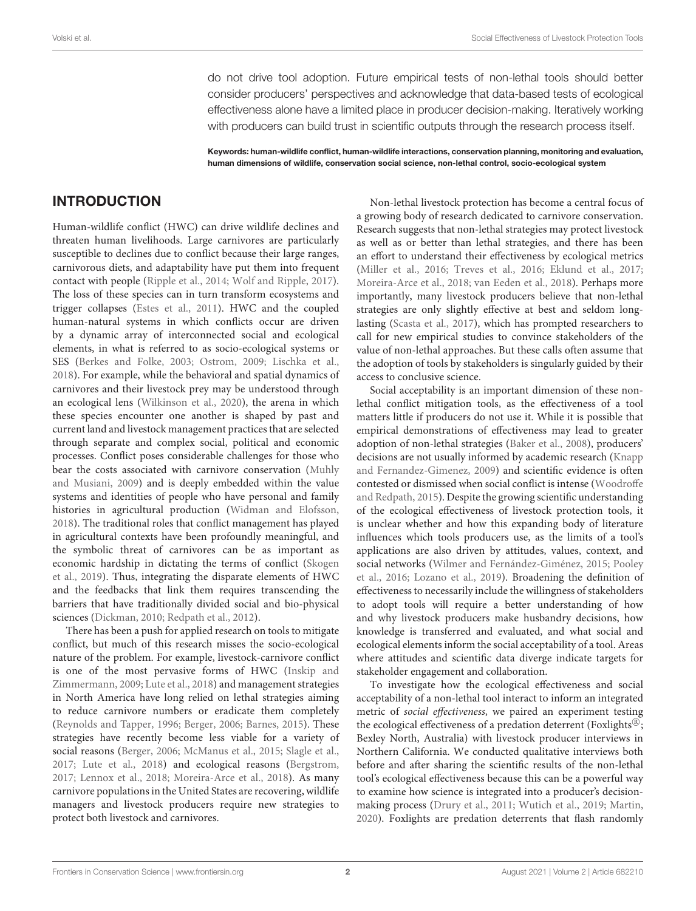do not drive tool adoption. Future empirical tests of non-lethal tools should better consider producers' perspectives and acknowledge that data-based tests of ecological effectiveness alone have a limited place in producer decision-making. Iteratively working with producers can build trust in scientific outputs through the research process itself.

**Keywords: human-wildlife conflict, human-wildlife interactions, conservation planning, monitoring and evaluation, human dimensions of wildlife, conservation social science, non-lethal control, socio-ecological system**

## INTRODUCTION

Human-wildlife conflict (HWC) can drive wildlife declines and threaten human livelihoods. Large carnivores are particularly susceptible to declines due to conflict because their large ranges, carnivorous diets, and adaptability have put them into frequent contact with people (Ripple et al., 2014; Wolf and Ripple, 2017). The loss of these species can in turn transform ecosystems and trigger collapses (Estes et al., 2011). HWC and the coupled human-natural systems in which conflicts occur are driven by a dynamic array of interconnected social and ecological elements, in what is referred to as socio-ecological systems or SES (Berkes and Folke, 2003; Ostrom, 2009; Lischka et al., 2018). For example, while the behavioral and spatial dynamics of carnivores and their livestock prey may be understood through an ecological lens (Wilkinson et al., 2020), the arena in which these species encounter one another is shaped by past and current land and livestock management practices that are selected through separate and complex social, political and economic processes. Conflict poses considerable challenges for those who bear the costs associated with carnivore conservation (Muhly and Musiani, 2009) and is deeply embedded within the value systems and identities of people who have personal and family histories in agricultural production (Widman and Elofsson, 2018). The traditional roles that conflict management has played in agricultural contexts have been profoundly meaningful, and the symbolic threat of carnivores can be as important as economic hardship in dictating the terms of conflict (Skogen et al., 2019). Thus, integrating the disparate elements of HWC and the feedbacks that link them requires transcending the barriers that have traditionally divided social and bio-physical sciences (Dickman, 2010; Redpath et al., 2012).

There has been a push for applied research on tools to mitigate conflict, but much of this research misses the socio-ecological nature of the problem. For example, livestock-carnivore conflict is one of the most pervasive forms of HWC (Inskip and Zimmermann, 2009; Lute et al., 2018) and management strategies in North America have long relied on lethal strategies aiming to reduce carnivore numbers or eradicate them completely (Reynolds and Tapper, 1996; Berger, 2006; Barnes, 2015). These strategies have recently become less viable for a variety of social reasons (Berger, 2006; McManus et al., 2015; Slagle et al., 2017; Lute et al., 2018) and ecological reasons (Bergstrom, 2017; Lennox et al., 2018; Moreira-Arce et al., 2018). As many carnivore populations in the United States are recovering, wildlife managers and livestock producers require new strategies to protect both livestock and carnivores.

Non-lethal livestock protection has become a central focus of a growing body of research dedicated to carnivore conservation. Research suggests that non-lethal strategies may protect livestock as well as or better than lethal strategies, and there has been an effort to understand their effectiveness by ecological metrics (Miller et al., 2016; Treves et al., 2016; Eklund et al., 2017; Moreira-Arce et al., 2018; van Eeden et al., 2018). Perhaps more importantly, many livestock producers believe that non-lethal strategies are only slightly effective at best and seldom long-lasting (Scasta et al., 2017), which has prompted researchers to call for new empirical studies to convince stakeholders of the value of non-lethal approaches. But these calls often assume that the adoption of tools by stakeholders is singularly guided by their access to conclusive science.

Social acceptability is an important dimension of these non-lethal conflict mitigation tools, as the effectiveness of a tool matters little if producers do not use it. While it is possible that empirical demonstrations of effectiveness may lead to greater adoption of non-lethal strategies (Baker et al., 2008), producers' decisions are not usually informed by academic research (Knapp and Fernandez-Gimenez, 2009) and scientific evidence is often contested or dismissed when social conflict is intense (Woodroffe and Redpath, 2015). Despite the growing scientific understanding of the ecological effectiveness of livestock protection tools, it is unclear whether and how this expanding body of literature influences which tools producers use, as the limits of a tool's applications are also driven by attitudes, values, context, and social networks (Wilmer and Fernández-Giménez, 2015; Pooley et al., 2016; Lozano et al., 2019). Broadening the definition of effectiveness to necessarily include the willingness of stakeholders to adopt tools will require a better understanding of how and why livestock producers make husbandry decisions, how knowledge is transferred and evaluated, and what social and ecological elements inform the social acceptability of a tool. Areas where attitudes and scientific data diverge indicate targets for stakeholder engagement and collaboration.

To investigate how the ecological effectiveness and social acceptability of a non-lethal tool interact to inform an integrated metric of *social effectiveness*, we paired an experiment testing the ecological effectiveness of a predation deterrent (Foxlights®; Bexley North, Australia) with livestock producer interviews in Northern California. We conducted qualitative interviews both before and after sharing the scientific results of the non-lethal tool's ecological effectiveness because this can be a powerful way to examine how science is integrated into a producer's decision-making process (Drury et al., 2011; Wutich et al., 2019; Martin, 2020). Foxlights are predation deterrents that flash randomly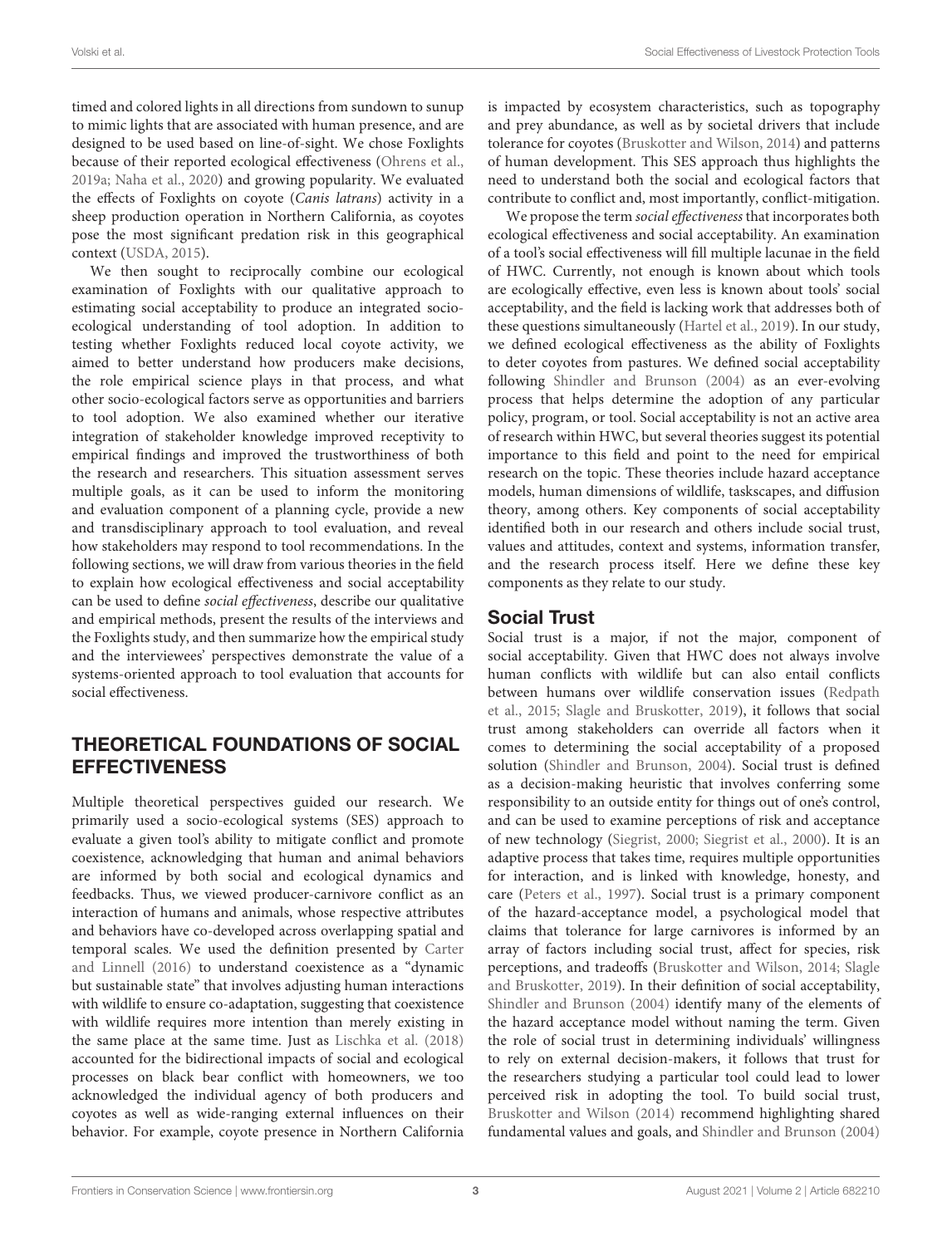timed and colored lights in all directions from sundown to sunup to mimic lights that are associated with human presence, and are designed to be used based on line-of-sight. We chose Foxlights because of their reported ecological effectiveness (Ohrens et al., 2019a; Naha et al., 2020) and growing popularity. We evaluated the effects of Foxlights on coyote (*Canis latrans*) activity in a sheep production operation in Northern California, as coyotes pose the most significant predation risk in this geographical context (USDA, 2015).

We then sought to reciprocally combine our ecological examination of Foxlights with our qualitative approach to estimating social acceptability to produce an integrated socio-ecological understanding of tool adoption. In addition to testing whether Foxlights reduced local coyote activity, we aimed to better understand how producers make decisions, the role empirical science plays in that process, and what other socio-ecological factors serve as opportunities and barriers to tool adoption. We also examined whether our iterative integration of stakeholder knowledge improved receptivity to empirical findings and improved the trustworthiness of both the research and researchers. This situation assessment serves multiple goals, as it can be used to inform the monitoring and evaluation component of a planning cycle, provide a new and transdisciplinary approach to tool evaluation, and reveal how stakeholders may respond to tool recommendations. In the following sections, we will draw from various theories in the field to explain how ecological effectiveness and social acceptability can be used to define *social effectiveness*, describe our qualitative and empirical methods, present the results of the interviews and the Foxlights study, and then summarize how the empirical study and the interviewees' perspectives demonstrate the value of a systems-oriented approach to tool evaluation that accounts for social effectiveness.

## THEORETICAL FOUNDATIONS OF SOCIAL EFFECTIVENESS

Multiple theoretical perspectives guided our research. We primarily used a socio-ecological systems (SES) approach to evaluate a given tool's ability to mitigate conflict and promote coexistence, acknowledging that human and animal behaviors are informed by both social and ecological dynamics and feedbacks. Thus, we viewed producer-carnivore conflict as an interaction of humans and animals, whose respective attributes and behaviors have co-developed across overlapping spatial and temporal scales. We used the definition presented by Carter and Linnell (2016) to understand coexistence as a "dynamic but sustainable state" that involves adjusting human interactions with wildlife to ensure co-adaptation, suggesting that coexistence with wildlife requires more intention than merely existing in the same place at the same time. Just as Lischka et al. (2018) accounted for the bidirectional impacts of social and ecological processes on black bear conflict with homeowners, we too acknowledged the individual agency of both producers and coyotes as well as wide-ranging external influences on their behavior. For example, coyote presence in Northern California is impacted by ecosystem characteristics, such as topography and prey abundance, as well as by societal drivers that include tolerance for coyotes (Bruskotter and Wilson, 2014) and patterns of human development. This SES approach thus highlights the need to understand both the social and ecological factors that contribute to conflict and, most importantly, conflict-mitigation.

We propose the term *social effectiveness* that incorporates both ecological effectiveness and social acceptability. An examination of a tool's social effectiveness will fill multiple lacunae in the field of HWC. Currently, not enough is known about which tools are ecologically effective, even less is known about tools' social acceptability, and the field is lacking work that addresses both of these questions simultaneously (Hartel et al., 2019). In our study, we defined ecological effectiveness as the ability of Foxlights to deter coyotes from pastures. We defined social acceptability following Shindler and Brunson (2004) as an ever-evolving process that helps determine the adoption of any particular policy, program, or tool. Social acceptability is not an active area of research within HWC, but several theories suggest its potential importance to this field and point to the need for empirical research on the topic. These theories include hazard acceptance models, human dimensions of wildlife, taskscapes, and diffusion theory, among others. Key components of social acceptability identified both in our research and others include social trust, values and attitudes, context and systems, information transfer, and the research process itself. Here we define these key components as they relate to our study.

## Social Trust

Social trust is a major, if not the major, component of social acceptability. Given that HWC does not always involve human conflicts with wildlife but can also entail conflicts between humans over wildlife conservation issues (Redpath et al., 2015; Slagle and Bruskotter, 2019), it follows that social trust among stakeholders can override all factors when it comes to determining the social acceptability of a proposed solution (Shindler and Brunson, 2004). Social trust is defined as a decision-making heuristic that involves conferring some responsibility to an outside entity for things out of one's control, and can be used to examine perceptions of risk and acceptance of new technology (Siegrist, 2000; Siegrist et al., 2000). It is an adaptive process that takes time, requires multiple opportunities for interaction, and is linked with knowledge, honesty, and care (Peters et al., 1997). Social trust is a primary component of the hazard-acceptance model, a psychological model that claims that tolerance for large carnivores is informed by an array of factors including social trust, affect for species, risk perceptions, and tradeoffs (Bruskotter and Wilson, 2014; Slagle and Bruskotter, 2019). In their definition of social acceptability, Shindler and Brunson (2004) identify many of the elements of the hazard acceptance model without naming the term. Given the role of social trust in determining individuals' willingness to rely on external decision-makers, it follows that trust for the researchers studying a particular tool could lead to lower perceived risk in adopting the tool. To build social trust, Bruskotter and Wilson (2014) recommend highlighting shared fundamental values and goals, and Shindler and Brunson (2004)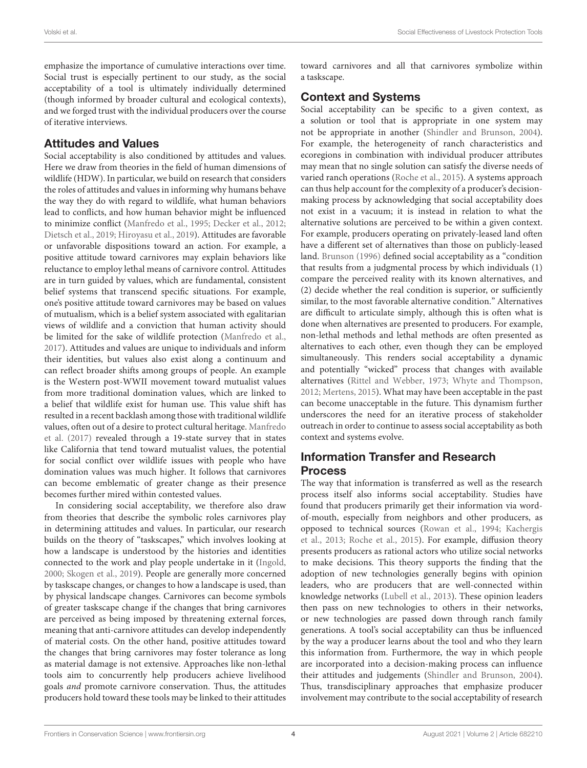emphasize the importance of cumulative interactions over time. Social trust is especially pertinent to our study, as the social acceptability of a tool is ultimately individually determined (though informed by broader cultural and ecological contexts), and we forged trust with the individual producers over the course of iterative interviews.

## Attitudes and Values

Social acceptability is also conditioned by attitudes and values. Here we draw from theories in the field of human dimensions of wildlife (HDW). In particular, we build on research that considers the roles of attitudes and values in informing why humans behave the way they do with regard to wildlife, what human behaviors lead to conflicts, and how human behavior might be influenced to minimize conflict (Manfredo et al., 1995; Decker et al., 2012; Dietsch et al., 2019; Hiroyasu et al., 2019). Attitudes are favorable or unfavorable dispositions toward an action. For example, a positive attitude toward carnivores may explain behaviors like reluctance to employ lethal means of carnivore control. Attitudes are in turn guided by values, which are fundamental, consistent belief systems that transcend specific situations. For example, one's positive attitude toward carnivores may be based on values of mutualism, which is a belief system associated with egalitarian views of wildlife and a conviction that human activity should be limited for the sake of wildlife protection (Manfredo et al., 2017). Attitudes and values are unique to individuals and inform their identities, but values also exist along a continuum and can reflect broader shifts among groups of people. An example is the Western post-WWII movement toward mutualist values from more traditional domination values, which are linked to a belief that wildlife exist for human use. This value shift has resulted in a recent backlash among those with traditional wildlife values, often out of a desire to protect cultural heritage. Manfredo et al. (2017) revealed through a 19-state survey that in states like California that tend toward mutualist values, the potential for social conflict over wildlife issues with people who have domination values was much higher. It follows that carnivores can become emblematic of greater change as their presence becomes further mired within contested values.

In considering social acceptability, we therefore also draw from theories that describe the symbolic roles carnivores play in determining attitudes and values. In particular, our research builds on the theory of "taskscapes," which involves looking at how a landscape is understood by the histories and identities connected to the work and play people undertake in it (Ingold, 2000; Skogen et al., 2019). People are generally more concerned by taskscape changes, or changes to how a landscape is used, than by physical landscape changes. Carnivores can become symbols of greater taskscape change if the changes that bring carnivores are perceived as being imposed by threatening external forces, meaning that anti-carnivore attitudes can develop independently of material costs. On the other hand, positive attitudes toward the changes that bring carnivores may foster tolerance as long as material damage is not extensive. Approaches like non-lethal tools aim to concurrently help producers achieve livelihood goals *and* promote carnivore conservation. Thus, the attitudes producers hold toward these tools may be linked to their attitudes toward carnivores and all that carnivores symbolize within a taskscape.

## Context and Systems

Social acceptability can be specific to a given context, as a solution or tool that is appropriate in one system may not be appropriate in another (Shindler and Brunson, 2004). For example, the heterogeneity of ranch characteristics and ecoregions in combination with individual producer attributes may mean that no single solution can satisfy the diverse needs of varied ranch operations (Roche et al., 2015). A systems approach can thus help account for the complexity of a producer's decision-making process by acknowledging that social acceptability does not exist in a vacuum; it is instead in relation to what the alternative solutions are perceived to be within a given context. For example, producers operating on privately-leased land often have a different set of alternatives than those on publicly-leased land. Brunson (1996) defined social acceptability as a "condition that results from a judgmental process by which individuals (1) compare the perceived reality with its known alternatives, and (2) decide whether the real condition is superior, or sufficiently similar, to the most favorable alternative condition." Alternatives are difficult to articulate simply, although this is often what is done when alternatives are presented to producers. For example, non-lethal methods and lethal methods are often presented as alternatives to each other, even though they can be employed simultaneously. This renders social acceptability a dynamic and potentially "wicked" process that changes with available alternatives (Rittel and Webber, 1973; Whyte and Thompson, 2012; Mertens, 2015). What may have been acceptable in the past can become unacceptable in the future. This dynamism further underscores the need for an iterative process of stakeholder outreach in order to continue to assess social acceptability as both context and systems evolve.

## Information Transfer and Research Process

The way that information is transferred as well as the research process itself also informs social acceptability. Studies have found that producers primarily get their information via word-of-mouth, especially from neighbors and other producers, as opposed to technical sources (Rowan et al., 1994; Kachergis et al., 2013; Roche et al., 2015). For example, diffusion theory presents producers as rational actors who utilize social networks to make decisions. This theory supports the finding that the adoption of new technologies generally begins with opinion leaders, who are producers that are well-connected within knowledge networks (Lubell et al., 2013). These opinion leaders then pass on new technologies to others in their networks, or new technologies are passed down through ranch family generations. A tool's social acceptability can thus be influenced by the way a producer learns about the tool and who they learn this information from. Furthermore, the way in which people are incorporated into a decision-making process can influence their attitudes and judgements (Shindler and Brunson, 2004). Thus, transdisciplinary approaches that emphasize producer involvement may contribute to the social acceptability of research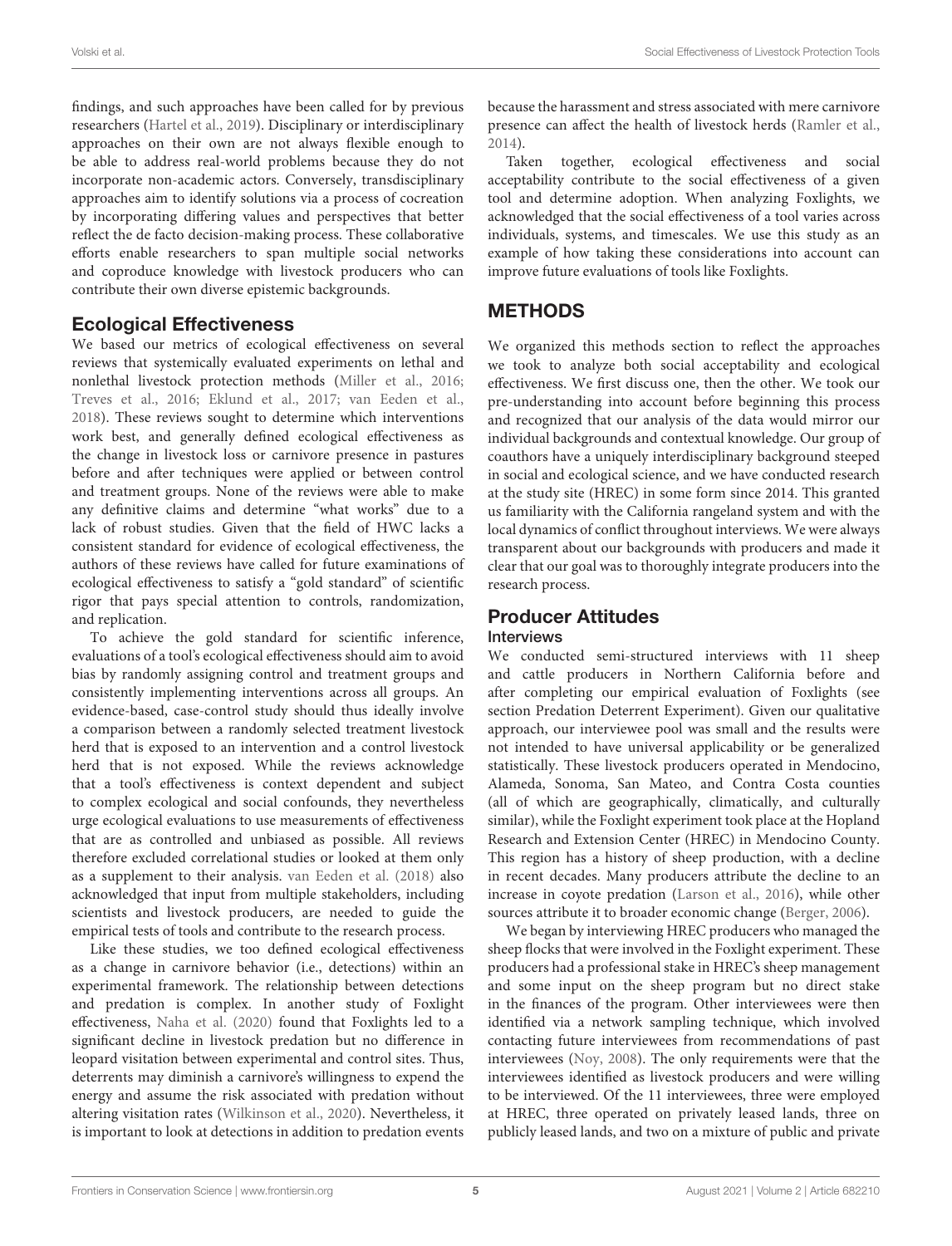findings, and such approaches have been called for by previous researchers (Hartel et al., 2019). Disciplinary or interdisciplinary approaches on their own are not always flexible enough to be able to address real-world problems because they do not incorporate non-academic actors. Conversely, transdisciplinary approaches aim to identify solutions via a process of cocreation by incorporating differing values and perspectives that better reflect the de facto decision-making process. These collaborative efforts enable researchers to span multiple social networks and coproduce knowledge with livestock producers who can contribute their own diverse epistemic backgrounds.

## Ecological Effectiveness

We based our metrics of ecological effectiveness on several reviews that systemically evaluated experiments on lethal and nonlethal livestock protection methods (Miller et al., 2016; Treves et al., 2016; Eklund et al., 2017; van Eeden et al., 2018). These reviews sought to determine which interventions work best, and generally defined ecological effectiveness as the change in livestock loss or carnivore presence in pastures before and after techniques were applied or between control and treatment groups. None of the reviews were able to make any definitive claims and determine "what works" due to a lack of robust studies. Given that the field of HWC lacks a consistent standard for evidence of ecological effectiveness, the authors of these reviews have called for future examinations of ecological effectiveness to satisfy a "gold standard" of scientific rigor that pays special attention to controls, randomization, and replication.

To achieve the gold standard for scientific inference, evaluations of a tool's ecological effectiveness should aim to avoid bias by randomly assigning control and treatment groups and consistently implementing interventions across all groups. An evidence-based, case-control study should thus ideally involve a comparison between a randomly selected treatment livestock herd that is exposed to an intervention and a control livestock herd that is not exposed. While the reviews acknowledge that a tool's effectiveness is context dependent and subject to complex ecological and social confounds, they nevertheless urge ecological evaluations to use measurements of effectiveness that are as controlled and unbiased as possible. All reviews therefore excluded correlational studies or looked at them only as a supplement to their analysis. van Eeden et al. (2018) also acknowledged that input from multiple stakeholders, including scientists and livestock producers, are needed to guide the empirical tests of tools and contribute to the research process.

Like these studies, we too defined ecological effectiveness as a change in carnivore behavior (i.e., detections) within an experimental framework. The relationship between detections and predation is complex. In another study of Foxlight effectiveness, Naha et al. (2020) found that Foxlights led to a significant decline in livestock predation but no difference in leopard visitation between experimental and control sites. Thus, deterrents may diminish a carnivore's willingness to expend the energy and assume the risk associated with predation without altering visitation rates (Wilkinson et al., 2020). Nevertheless, it is important to look at detections in addition to predation events because the harassment and stress associated with mere carnivore presence can affect the health of livestock herds (Ramler et al., 2014).

Taken together, ecological effectiveness and social acceptability contribute to the social effectiveness of a given tool and determine adoption. When analyzing Foxlights, we acknowledged that the social effectiveness of a tool varies across individuals, systems, and timescales. We use this study as an example of how taking these considerations into account can improve future evaluations of tools like Foxlights.

# METHODS

We organized this methods section to reflect the approaches we took to analyze both social acceptability and ecological effectiveness. We first discuss one, then the other. We took our pre-understanding into account before beginning this process and recognized that our analysis of the data would mirror our individual backgrounds and contextual knowledge. Our group of coauthors have a uniquely interdisciplinary background steeped in social and ecological science, and we have conducted research at the study site (HREC) in some form since 2014. This granted us familiarity with the California rangeland system and with the local dynamics of conflict throughout interviews. We were always transparent about our backgrounds with producers and made it clear that our goal was to thoroughly integrate producers into the research process.

## Producer Attitudes

### Interviews

We conducted semi-structured interviews with 11 sheep and cattle producers in Northern California before and after completing our empirical evaluation of Foxlights (see section Predation Deterrent Experiment). Given our qualitative approach, our interviewee pool was small and the results were not intended to have universal applicability or be generalized statistically. These livestock producers operated in Mendocino, Alameda, Sonoma, San Mateo, and Contra Costa counties (all of which are geographically, climatically, and culturally similar), while the Foxlight experiment took place at the Hopland Research and Extension Center (HREC) in Mendocino County. This region has a history of sheep production, with a decline in recent decades. Many producers attribute the decline to an increase in coyote predation (Larson et al., 2016), while other sources attribute it to broader economic change (Berger, 2006).

We began by interviewing HREC producers who managed the sheep flocks that were involved in the Foxlight experiment. These producers had a professional stake in HREC's sheep management and some input on the sheep program but no direct stake in the finances of the program. Other interviewees were then identified via a network sampling technique, which involved contacting future interviewees from recommendations of past interviewees (Noy, 2008). The only requirements were that the interviewees identified as livestock producers and were willing to be interviewed. Of the 11 interviewees, three were employed at HREC, three operated on privately leased lands, three on publicly leased lands, and two on a mixture of public and private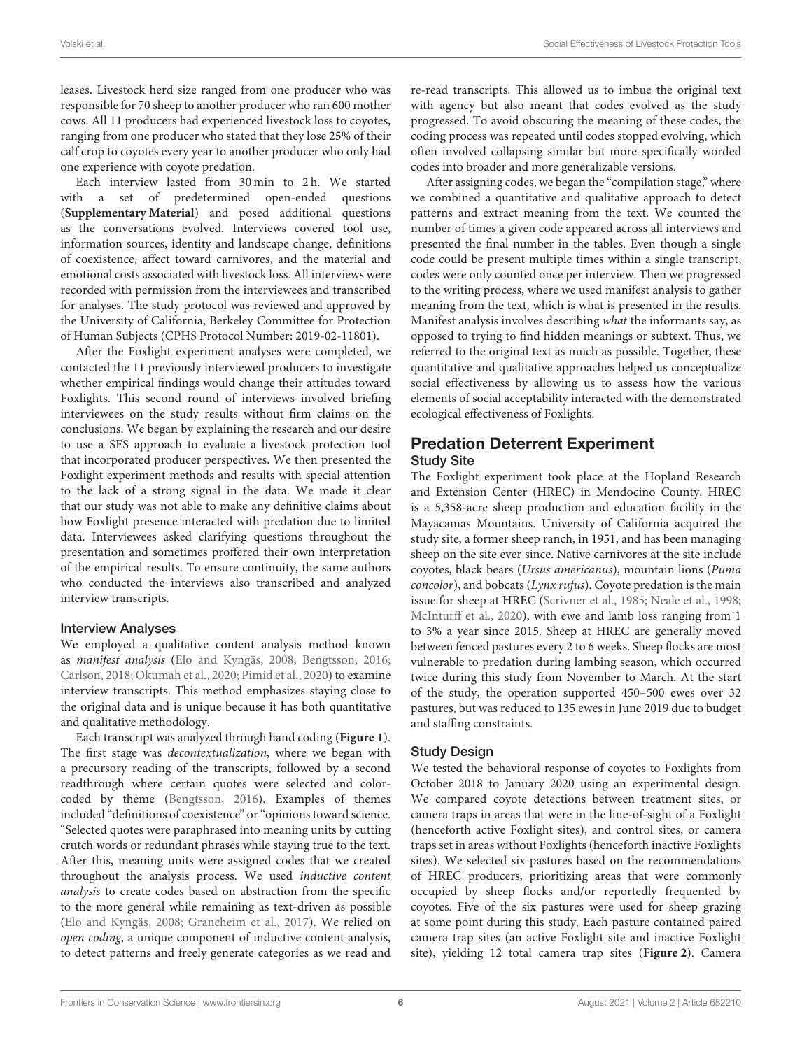leases. Livestock herd size ranged from one producer who was responsible for 70 sheep to another producer who ran 600 mother cows. All 11 producers had experienced livestock loss to coyotes, ranging from one producer who stated that they lose 25% of their calf crop to coyotes every year to another producer who only had one experience with coyote predation.

Each interview lasted from 30 min to 2 h. We started with a set of predetermined open-ended questions (**Supplementary Material**) and posed additional questions as the conversations evolved. Interviews covered tool use, information sources, identity and landscape change, definitions of coexistence, affect toward carnivores, and the material and emotional costs associated with livestock loss. All interviews were recorded with permission from the interviewees and transcribed for analyses. The study protocol was reviewed and approved by the University of California, Berkeley Committee for Protection of Human Subjects (CPHS Protocol Number: 2019-02-11801).

After the Foxlight experiment analyses were completed, we contacted the 11 previously interviewed producers to investigate whether empirical findings would change their attitudes toward Foxlights. This second round of interviews involved briefing interviewees on the study results without firm claims on the conclusions. We began by explaining the research and our desire to use a SES approach to evaluate a livestock protection tool that incorporated producer perspectives. We then presented the Foxlight experiment methods and results with special attention to the lack of a strong signal in the data. We made it clear that our study was not able to make any definitive claims about how Foxlight presence interacted with predation due to limited data. Interviewees asked clarifying questions throughout the presentation and sometimes proffered their own interpretation of the empirical results. To ensure continuity, the same authors who conducted the interviews also transcribed and analyzed interview transcripts.

### Interview Analyses

We employed a qualitative content analysis method known as *manifest analysis* (Elo and Kyngäs, 2008; Bengtsson, 2016; Carlson, 2018; Okumah et al., 2020; Pimid et al., 2020) to examine interview transcripts. This method emphasizes staying close to the original data and is unique because it has both quantitative and qualitative methodology.

Each transcript was analyzed through hand coding (**Figure 1**). The first stage was *decontextualization*, where we began with a precursory reading of the transcripts, followed by a second readthrough where certain quotes were selected and color-coded by theme (Bengtsson, 2016). Examples of themes included "definitions of coexistence" or "opinions toward science. "Selected quotes were paraphrased into meaning units by cutting crutch words or redundant phrases while staying true to the text. After this, meaning units were assigned codes that we created throughout the analysis process. We used *inductive content analysis* to create codes based on abstraction from the specific to the more general while remaining as text-driven as possible (Elo and Kyngäs, 2008; Graneheim et al., 2017). We relied on *open coding*, a unique component of inductive content analysis, to detect patterns and freely generate categories as we read and re-read transcripts. This allowed us to imbue the original text with agency but also meant that codes evolved as the study progressed. To avoid obscuring the meaning of these codes, the coding process was repeated until codes stopped evolving, which often involved collapsing similar but more specifically worded codes into broader and more generalizable versions.

After assigning codes, we began the "compilation stage," where we combined a quantitative and qualitative approach to detect patterns and extract meaning from the text. We counted the number of times a given code appeared across all interviews and presented the final number in the tables. Even though a single code could be present multiple times within a single transcript, codes were only counted once per interview. Then we progressed to the writing process, where we used manifest analysis to gather meaning from the text, which is what is presented in the results. Manifest analysis involves describing *what* the informants say, as opposed to trying to find hidden meanings or subtext. Thus, we referred to the original text as much as possible. Together, these quantitative and qualitative approaches helped us conceptualize social effectiveness by allowing us to assess how the various elements of social acceptability interacted with the demonstrated ecological effectiveness of Foxlights.

## Predation Deterrent Experiment

### Study Site

The Foxlight experiment took place at the Hopland Research and Extension Center (HREC) in Mendocino County. HREC is a 5,358-acre sheep production and education facility in the Mayacamas Mountains. University of California acquired the study site, a former sheep ranch, in 1951, and has been managing sheep on the site ever since. Native carnivores at the site include coyotes, black bears (*Ursus americanus*), mountain lions (*Puma concolor*), and bobcats (*Lynx rufus*). Coyote predation is the main issue for sheep at HREC (Scrivner et al., 1985; Neale et al., 1998; McInturff et al., 2020), with ewe and lamb loss ranging from 1 to 3% a year since 2015. Sheep at HREC are generally moved between fenced pastures every 2 to 6 weeks. Sheep flocks are most vulnerable to predation during lambing season, which occurred twice during this study from November to March. At the start of the study, the operation supported 450–500 ewes over 32 pastures, but was reduced to 135 ewes in June 2019 due to budget and staffing constraints.

### Study Design

We tested the behavioral response of coyotes to Foxlights from October 2018 to January 2020 using an experimental design. We compared coyote detections between treatment sites, or camera traps in areas that were in the line-of-sight of a Foxlight (henceforth active Foxlight sites), and control sites, or camera traps set in areas without Foxlights (henceforth inactive Foxlights sites). We selected six pastures based on the recommendations of HREC producers, prioritizing areas that were commonly occupied by sheep flocks and/or reportedly frequented by coyotes. Five of the six pastures were used for sheep grazing at some point during this study. Each pasture contained paired camera trap sites (an active Foxlight site and inactive Foxlight site), yielding 12 total camera trap sites (**Figure 2**). Camera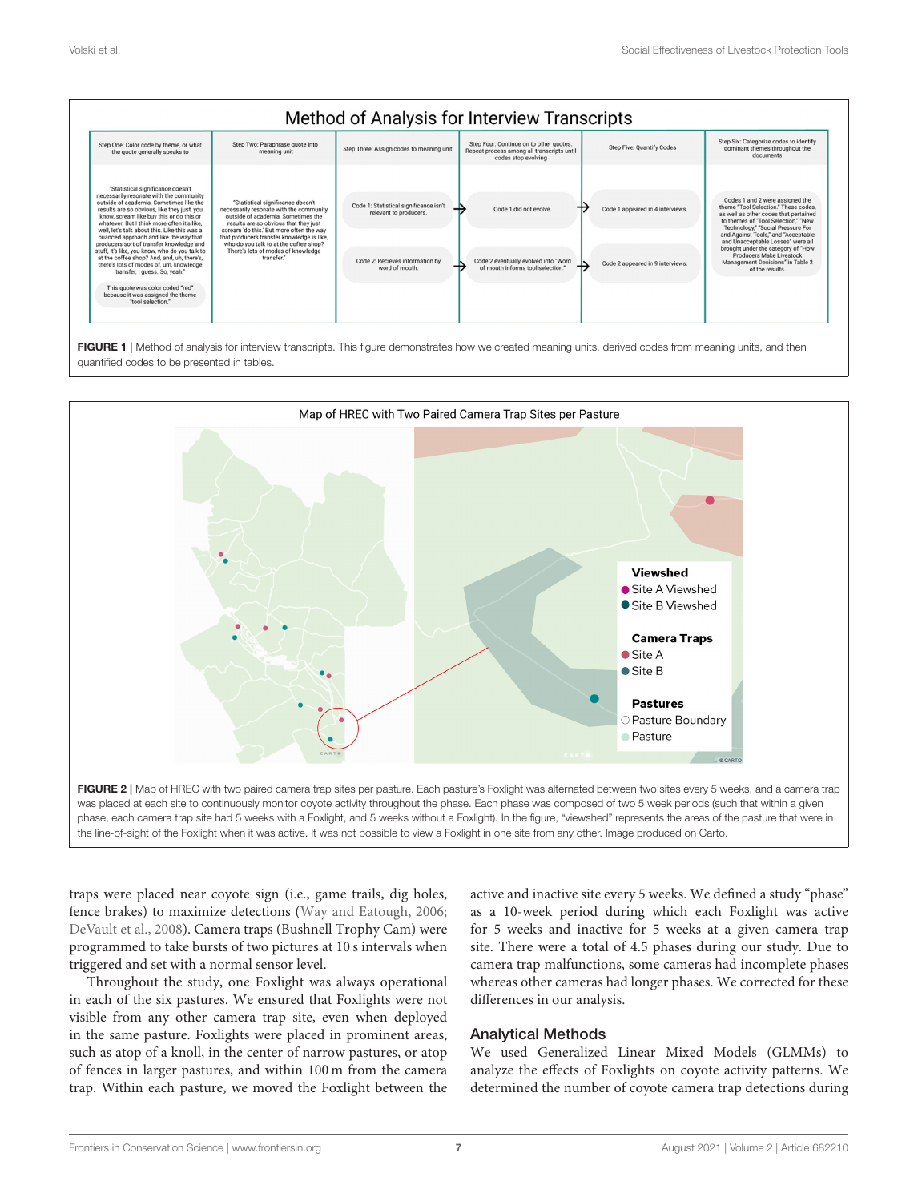**FIGURE 1 |** Method of analysis for interview transcripts. This figure demonstrates how we created meaning units, derived codes from meaning units, and then quantified codes to be presented in tables.

**FIGURE 2 |** Map of HREC with two paired camera trap sites per pasture. Each pasture's Foxlight was alternated between two sites every 5 weeks, and a camera trap was placed at each site to continuously monitor coyote activity throughout the phase. Each phase was composed of two 5 week periods (such that within a given phase, each camera trap site had 5 weeks with a Foxlight, and 5 weeks without a Foxlight). In the figure, "viewshed" represents the areas of the pasture that were in the line-of-sight of the Foxlight when it was active. It was not possible to view a Foxlight in one site from any other. Image produced on Carto.

traps were placed near coyote sign (i.e., game trails, dig holes, fence brakes) to maximize detections (Way and Eatough, 2006; DeVault et al., 2008). Camera traps (Bushnell Trophy Cam) were programmed to take bursts of two pictures at 10 s intervals when triggered and set with a normal sensor level.

Throughout the study, one Foxlight was always operational in each of the six pastures. We ensured that Foxlights were not visible from any other camera trap site, even when deployed in the same pasture. Foxlights were placed in prominent areas, such as atop of a knoll, in the center of narrow pastures, or atop of fences in larger pastures, and within 100 m from the camera trap. Within each pasture, we moved the Foxlight between the active and inactive site every 5 weeks. We defined a study "phase" as a 10-week period during which each Foxlight was active for 5 weeks and inactive for 5 weeks at a given camera trap site. There were a total of 4.5 phases during our study. Due to camera trap malfunctions, some cameras had incomplete phases whereas other cameras had longer phases. We corrected for these differences in our analysis.

## Analytical Methods

We used Generalized Linear Mixed Models (GLMMs) to analyze the effects of Foxlights on coyote activity patterns. We determined the number of coyote camera trap detections during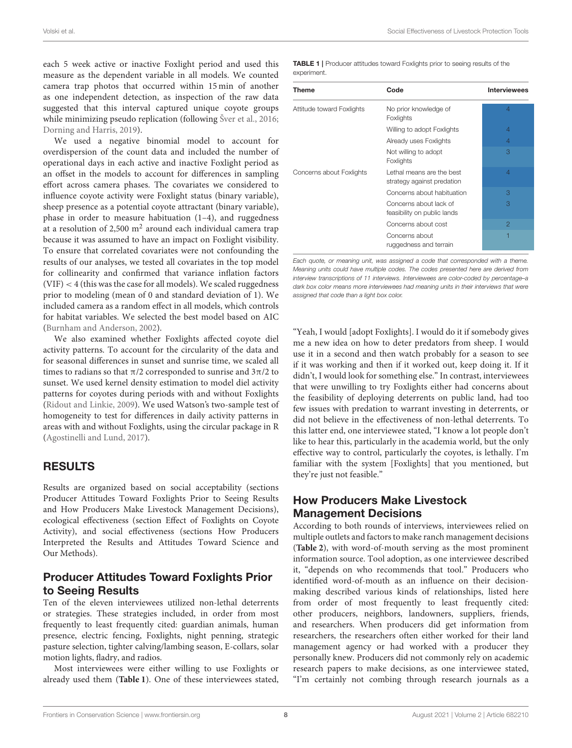each 5 week active or inactive Foxlight period and used this measure as the dependent variable in all models. We counted camera trap photos that occurred within 15 min of another as one independent detection, as inspection of the raw data suggested that this interval captured unique coyote groups while minimizing pseudo replication (following Šver et al., 2016; Dorning and Harris, 2019).

We used a negative binomial model to account for overdispersion of the count data and included the number of operational days in each active and inactive Foxlight period as an offset in the models to account for differences in sampling effort across camera phases. The covariates we considered to influence coyote activity were Foxlight status (binary variable), sheep presence as a potential coyote attractant (binary variable), phase in order to measure habituation (1–4), and ruggedness at a resolution of 2,500 $m^2$ around each individual camera trap because it was assumed to have an impact on Foxlight visibility. To ensure that correlated covariates were not confounding the results of our analyses, we tested all covariates in the top model for collinearity and confirmed that variance inflation factors (VIF) $< 4$ (this was the case for all models). We scaled ruggedness prior to modeling (mean of 0 and standard deviation of 1). We included camera as a random effect in all models, which controls for habitat variables. We selected the best model based on AIC (Burnham and Anderson, 2002).

We also examined whether Foxlights affected coyote diel activity patterns. To account for the circularity of the data and for seasonal differences in sunset and sunrise time, we scaled all times to radians so that $\pi/2$ corresponded to sunrise and $3\pi/2$ to sunset. We used kernel density estimation to model diel activity patterns for coyotes during periods with and without Foxlights (Ridout and Linkie, 2009). We used Watson's two-sample test of homogeneity to test for differences in daily activity patterns in areas with and without Foxlights, using the circular package in R (Agostinelli and Lund, 2017).

## RESULTS

Results are organized based on social acceptability (sections Producer Attitudes Toward Foxlights Prior to Seeing Results and How Producers Make Livestock Management Decisions), ecological effectiveness (section Effect of Foxlights on Coyote Activity), and social effectiveness (sections How Producers Interpreted the Results and Attitudes Toward Science and Our Methods).

### Producer Attitudes Toward Foxlights Prior to Seeing Results

Ten of the eleven interviewees utilized non-lethal deterrents or strategies. These strategies included, in order from most frequently to least frequently cited: guardian animals, human presence, electric fencing, Foxlights, night penning, strategic pasture selection, tighter calving/lambing season, E-collars, solar motion lights, fladry, and radios.

Most interviewees were either willing to use Foxlights or already used them (**Table 1**). One of these interviewees stated, "Yeah, I would [adopt Foxlights]. I would do it if somebody gives me a new idea on how to deter predators from sheep. I would use it in a second and then watch probably for a season to see if it was working and then if it worked out, keep doing it. If it didn't, I would look for something else." In contrast, interviewees that were unwilling to try Foxlights either had concerns about the feasibility of deploying deterrents on public land, had too few issues with predation to warrant investing in deterrents, or did not believe in the effectiveness of non-lethal deterrents. To this latter end, one interviewee stated, "I know a lot people don't like to hear this, particularly in the academia world, but the only effective way to control, particularly the coyotes, is lethally. I'm familiar with the system [Foxlights] that you mentioned, but they're just not feasible."

**TABLE 1** | Producer attitudes toward Foxlights prior to seeing results of the experiment.

| Theme | Code | Interviewees |
|---|---|---|
| Attitude toward Foxlights | No prior knowledge of Foxlights | 4 |
| | Willing to adopt Foxlights | 4 |
| | Already uses Foxlights | 4 |
| | Not willing to adopt Foxlights | 3 |
| Concerns about Foxlights | Lethal means are the best strategy against predation | 4 |
| | Concerns about habituation | 3 |
| | Concerns about lack of feasibility on public lands | 3 |
| | Concerns about cost | 2 |
| | Concerns about ruggedness and terrain | 1 |

*Each quote, or meaning unit, was assigned a code that corresponded with a theme. Meaning units could have multiple codes. The codes presented here are derived from interview transcriptions of 11 interviews. Interviewees are color-coded by percentage–a dark box color means more interviewees had meaning units in their interviews that were assigned that code than a light box color.*

### How Producers Make Livestock Management Decisions

According to both rounds of interviews, interviewees relied on multiple outlets and factors to make ranch management decisions (**Table 2**), with word-of-mouth serving as the most prominent information source. Tool adoption, as one interviewee described it, "depends on who recommends that tool." Producers who identified word-of-mouth as an influence on their decision-making described various kinds of relationships, listed here from order of most frequently to least frequently cited: other producers, neighbors, landowners, suppliers, friends, and researchers. When producers did get information from researchers, the researchers often either worked for their land management agency or had worked with a producer they personally knew. Producers did not commonly rely on academic research papers to make decisions, as one interviewee stated, "I'm certainly not combing through research journals as a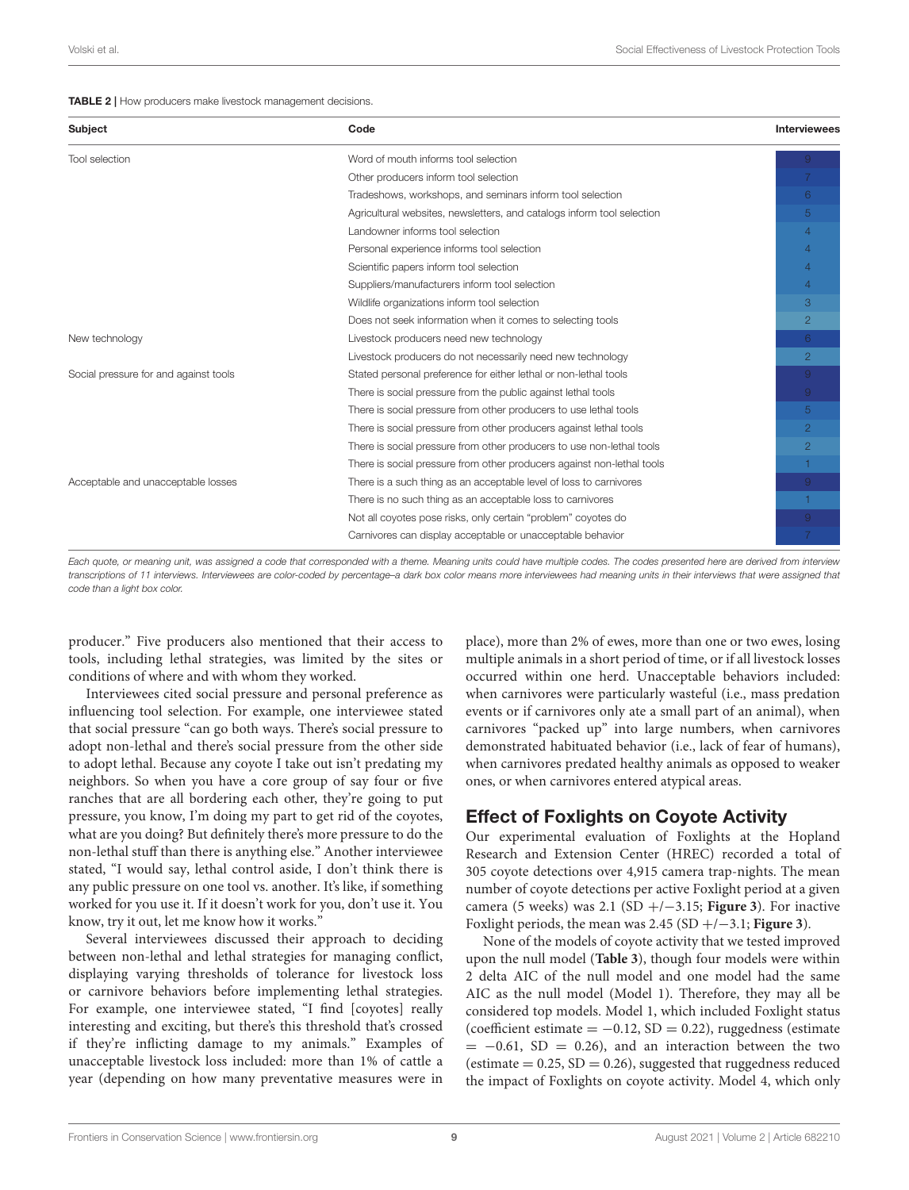**TABLE 2 |** How producers make livestock management decisions.

| Subject | Code | Interviewees |
|---|---|---|
| Tool selection | Word of mouth informs tool selection | 9 |
| | Other producers inform tool selection | 7 |
| | Tradeshows, workshops, and seminars inform tool selection | 6 |
| | Agricultural websites, newsletters, and catalogs inform tool selection | 5 |
| | Landowner informs tool selection | 4 |
| | Personal experience informs tool selection | 4 |
| | Scientific papers inform tool selection | 4 |
| | Suppliers/manufacturers inform tool selection | 4 |
| | Wildlife organizations inform tool selection | 3 |
| | Does not seek information when it comes to selecting tools | 2 |
| New technology | Livestock producers need new technology | 6 |
| | Livestock producers do not necessarily need new technology | 2 |
| Social pressure for and against tools | Stated personal preference for either lethal or non-lethal tools | 9 |
| | There is social pressure from the public against lethal tools | 9 |
| | There is social pressure from other producers to use lethal tools | 5 |
| | There is social pressure from other producers against lethal tools | 2 |
| | There is social pressure from other producers to use non-lethal tools | 2 |
| | There is social pressure from other producers against non-lethal tools | 1 |
| Acceptable and unacceptable losses | There is a such thing as an acceptable level of loss to carnivores | 9 |
| | There is no such thing as an acceptable loss to carnivores | 1 |
| | Not all coyotes pose risks, only certain "problem" coyotes do | 9 |
| | Carnivores can display acceptable or unacceptable behavior | 7 |

*Each quote, or meaning unit, was assigned a code that corresponded with a theme. Meaning units could have multiple codes. The codes presented here are derived from interview transcriptions of 11 interviews. Interviewees are color-coded by percentage–a dark box color means more interviewees had meaning units in their interviews that were assigned that code than a light box color.*

producer." Five producers also mentioned that their access to tools, including lethal strategies, was limited by the sites or conditions of where and with whom they worked.

Interviewees cited social pressure and personal preference as influencing tool selection. For example, one interviewee stated that social pressure "can go both ways. There's social pressure to adopt non-lethal and there's social pressure from the other side to adopt lethal. Because any coyote I take out isn't predating my neighbors. So when you have a core group of say four or five ranches that are all bordering each other, they're going to put pressure, you know, I'm doing my part to get rid of the coyotes, what are you doing? But definitely there's more pressure to do the non-lethal stuff than there is anything else." Another interviewee stated, "I would say, lethal control aside, I don't think there is any public pressure on one tool vs. another. It's like, if something worked for you use it. If it doesn't work for you, don't use it. You know, try it out, let me know how it works."

Several interviewees discussed their approach to deciding between non-lethal and lethal strategies for managing conflict, displaying varying thresholds of tolerance for livestock loss or carnivore behaviors before implementing lethal strategies. For example, one interviewee stated, "I find [coyotes] really interesting and exciting, but there's this threshold that's crossed if they're inflicting damage to my animals." Examples of unacceptable livestock loss included: more than 1% of cattle a year (depending on how many preventative measures were in place), more than 2% of ewes, more than one or two ewes, losing multiple animals in a short period of time, or if all livestock losses occurred within one herd. Unacceptable behaviors included: when carnivores were particularly wasteful (i.e., mass predation events or if carnivores only ate a small part of an animal), when carnivores "packed up" into large numbers, when carnivores demonstrated habituated behavior (i.e., lack of fear of humans), when carnivores predated healthy animals as opposed to weaker ones, or when carnivores entered atypical areas.

## Effect of Foxlights on Coyote Activity

Our experimental evaluation of Foxlights at the Hopland Research and Extension Center (HREC) recorded a total of 305 coyote detections over 4,915 camera trap-nights. The mean number of coyote detections per active Foxlight period at a given camera (5 weeks) was 2.1 (SD +/−3.15; **Figure 3**). For inactive Foxlight periods, the mean was 2.45 (SD +/−3.1; **Figure 3**).

None of the models of coyote activity that we tested improved upon the null model (**Table 3**), though four models were within 2 delta AIC of the null model and one model had the same AIC as the null model (Model 1). Therefore, they may all be considered top models. Model 1, which included Foxlight status (coefficient estimate = −0.12, SD = 0.22), ruggedness (estimate = −0.61, SD = 0.26), and an interaction between the two (estimate = 0.25, SD = 0.26), suggested that ruggedness reduced the impact of Foxlights on coyote activity. Model 4, which only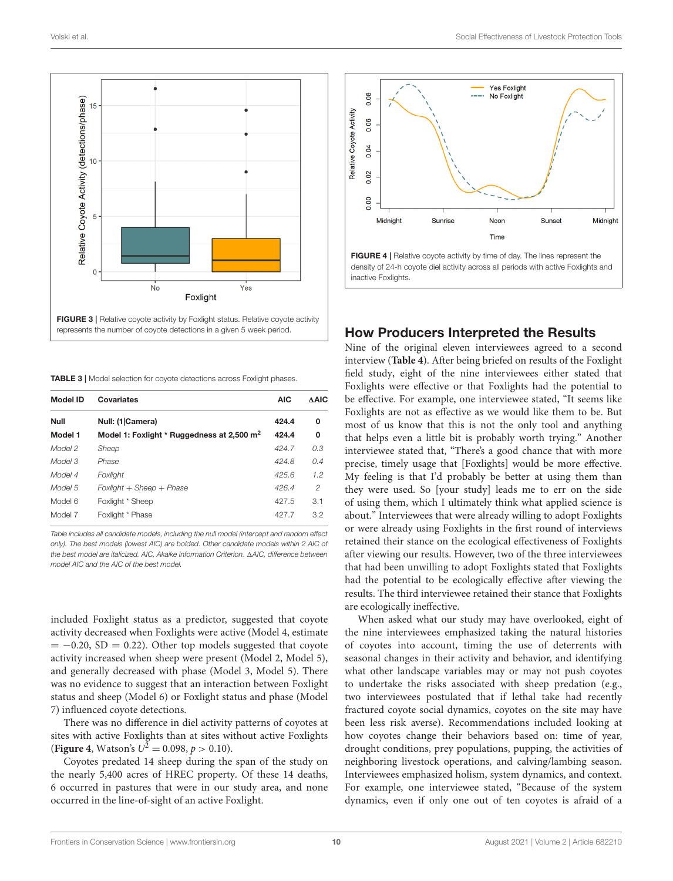FIGURE 3 | Relative coyote activity by Foxlight status. Relative coyote activity represents the number of coyote detections in a given 5 week period.

FIGURE 4 | Relative coyote activity by time of day. The lines represent the density of 24-h coyote diel activity across all periods with active Foxlights and inactive Foxlights.

TABLE 3 | Model selection for coyote detections across Foxlight phases.

| Model ID | Covariates | AIC | ΔAIC |
|---|---|---|---|
| **Null** | **Null: (1\|Camera)** | **424.4** | **0** |
| **Model 1** | **Model 1: Foxlight * Ruggedness at 2,500 m$^2$** | **424.4** | **0** |
| *Model 2* | *Sheep* | *424.7* | *0.3* |
| *Model 3* | *Phase* | *424.8* | *0.4* |
| *Model 4* | *Foxlight* | *425.6* | *1.2* |
| *Model 5* | *Foxlight + Sheep + Phase* | *426.4* | *2* |
| Model 6 | Foxlight * Sheep | 427.5 | 3.1 |
| Model 7 | Foxlight * Phase | 427.7 | 3.2 |

*Table includes all candidate models, including the null model (intercept and random effect only). The best models (lowest AIC) are bolded. Other candidate models within 2 AIC of the best model are italicized. AIC, Akaike Information Criterion. ΔAIC, difference between model AIC and the AIC of the best model.*

included Foxlight status as a predictor, suggested that coyote activity decreased when Foxlights were active (Model 4, estimate = −0.20, SD = 0.22). Other top models suggested that coyote activity increased when sheep were present (Model 2, Model 5), and generally decreased with phase (Model 3, Model 5). There was no evidence to suggest that an interaction between Foxlight status and sheep (Model 6) or Foxlight status and phase (Model 7) influenced coyote detections.

There was no difference in diel activity patterns of coyotes at sites with active Foxlights than at sites without active Foxlights (**Figure 4**, Watson's $U^2 = 0.098$, $p > 0.10$).

Coyotes predated 14 sheep during the span of the study on the nearly 5,400 acres of HREC property. Of these 14 deaths, 6 occurred in pastures that were in our study area, and none occurred in the line-of-sight of an active Foxlight.

## How Producers Interpreted the Results

Nine of the original eleven interviewees agreed to a second interview (**Table 4**). After being briefed on results of the Foxlight field study, eight of the nine interviewees either stated that Foxlights were effective or that Foxlights had the potential to be effective. For example, one interviewee stated, "It seems like Foxlights are not as effective as we would like them to be. But most of us know that this is not the only tool and anything that helps even a little bit is probably worth trying." Another interviewee stated that, "There's a good chance that with more precise, timely usage that [Foxlights] would be more effective. My feeling is that I'd probably be better at using them than they were used. So [your study] leads me to err on the side of using them, which I ultimately think what applied science is about." Interviewees that were already willing to adopt Foxlights or were already using Foxlights in the first round of interviews retained their stance on the ecological effectiveness of Foxlights after viewing our results. However, two of the three interviewees that had been unwilling to adopt Foxlights stated that Foxlights had the potential to be ecologically effective after viewing the results. The third interviewee retained their stance that Foxlights are ecologically ineffective.

When asked what our study may have overlooked, eight of the nine interviewees emphasized taking the natural histories of coyotes into account, timing the use of deterrents with seasonal changes in their activity and behavior, and identifying what other landscape variables may or may not push coyotes to undertake the risks associated with sheep predation (e.g., two interviewees postulated that if lethal take had recently fractured coyote social dynamics, coyotes on the site may have been less risk averse). Recommendations included looking at how coyotes change their behaviors based on: time of year, drought conditions, prey populations, pupping, the activities of neighboring livestock operations, and calving/lambing season. Interviewees emphasized holism, system dynamics, and context. For example, one interviewee stated, "Because of the system dynamics, even if only one out of ten coyotes is afraid of a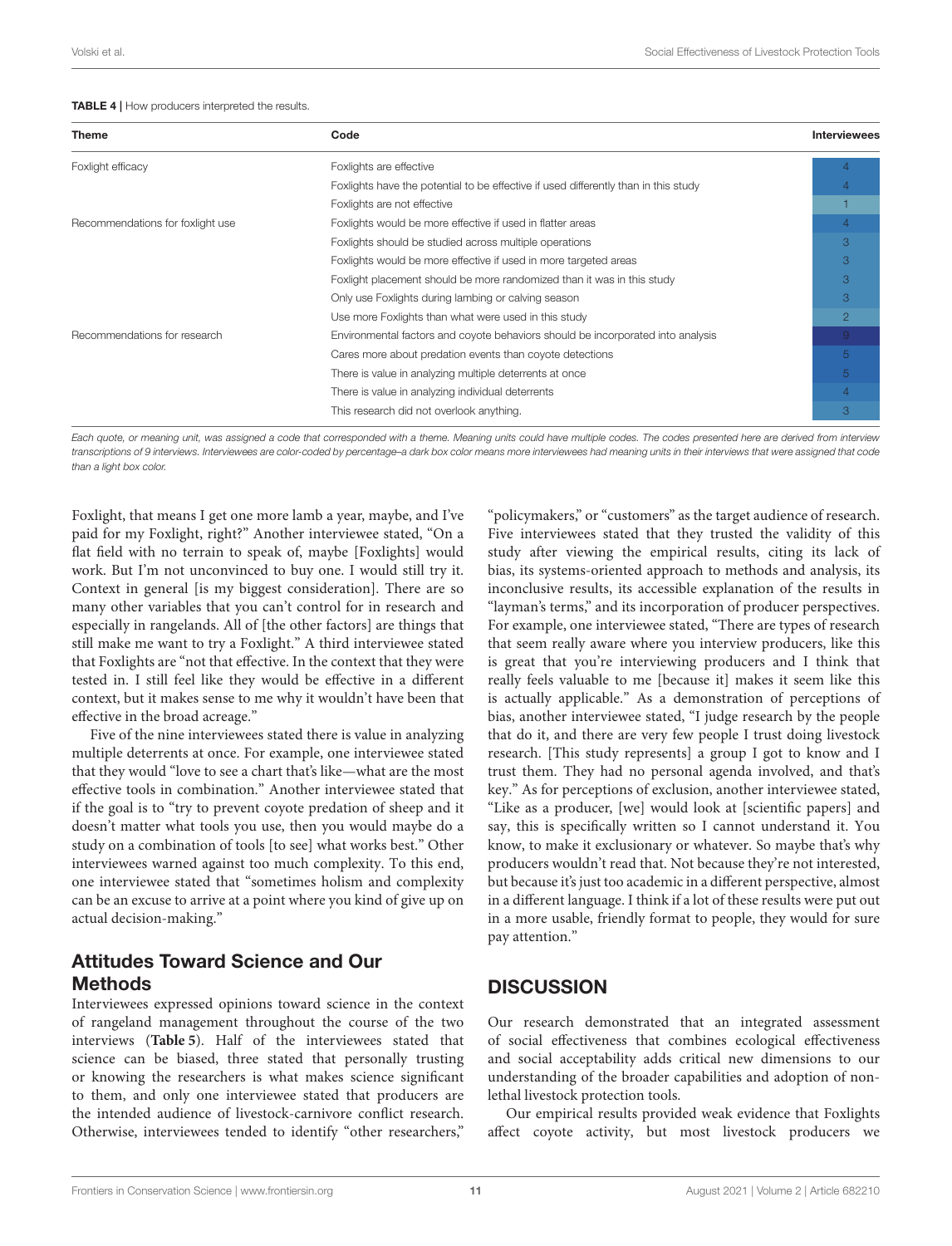**TABLE 4** | How producers interpreted the results.

| Theme | Code | Interviewees |
|---|---|---|
| Foxlight efficacy | Foxlights are effective | 4 |
| | Foxlights have the potential to be effective if used differently than in this study | 4 |
| | Foxlights are not effective | 1 |
| Recommendations for foxlight use | Foxlights would be more effective if used in flatter areas | 4 |
| | Foxlights should be studied across multiple operations | 3 |
| | Foxlights would be more effective if used in more targeted areas | 3 |
| | Foxlight placement should be more randomized than it was in this study | 3 |
| | Only use Foxlights during lambing or calving season | 3 |
| | Use more Foxlights than what were used in this study | 2 |
| Recommendations for research | Environmental factors and coyote behaviors should be incorporated into analysis | 9 |
| | Cares more about predation events than coyote detections | 5 |
| | There is value in analyzing multiple deterrents at once | 5 |
| | There is value in analyzing individual deterrents | 4 |
| | This research did not overlook anything. | 3 |

*Each quote, or meaning unit, was assigned a code that corresponded with a theme. Meaning units could have multiple codes. The codes presented here are derived from interview transcriptions of 9 interviews. Interviewees are color-coded by percentage–a dark box color means more interviewees had meaning units in their interviews that were assigned that code than a light box color.*

Foxlight, that means I get one more lamb a year, maybe, and I've paid for my Foxlight, right?" Another interviewee stated, "On a flat field with no terrain to speak of, maybe [Foxlights] would work. But I'm not unconvinced to buy one. I would still try it. Context in general [is my biggest consideration]. There are so many other variables that you can't control for in research and especially in rangelands. All of [the other factors] are things that still make me want to try a Foxlight." A third interviewee stated that Foxlights are "not that effective. In the context that they were tested in. I still feel like they would be effective in a different context, but it makes sense to me why it wouldn't have been that effective in the broad acreage."

Five of the nine interviewees stated there is value in analyzing multiple deterrents at once. For example, one interviewee stated that they would "love to see a chart that's like—what are the most effective tools in combination." Another interviewee stated that if the goal is to "try to prevent coyote predation of sheep and it doesn't matter what tools you use, then you would maybe do a study on a combination of tools [to see] what works best." Other interviewees warned against too much complexity. To this end, one interviewee stated that "sometimes holism and complexity can be an excuse to arrive at a point where you kind of give up on actual decision-making."

## Attitudes Toward Science and Our Methods

Interviewees expressed opinions toward science in the context of rangeland management throughout the course of the two interviews (**Table 5**). Half of the interviewees stated that science can be biased, three stated that personally trusting or knowing the researchers is what makes science significant to them, and only one interviewee stated that producers are the intended audience of livestock-carnivore conflict research. Otherwise, interviewees tended to identify "other researchers," "policymakers," or "customers" as the target audience of research. Five interviewees stated that they trusted the validity of this study after viewing the empirical results, citing its lack of bias, its systems-oriented approach to methods and analysis, its inconclusive results, its accessible explanation of the results in "layman's terms," and its incorporation of producer perspectives. For example, one interviewee stated, "There are types of research that seem really aware where you interview producers, like this is great that you're interviewing producers and I think that really feels valuable to me [because it] makes it seem like this is actually applicable." As a demonstration of perceptions of bias, another interviewee stated, "I judge research by the people that do it, and there are very few people I trust doing livestock research. [This study represents] a group I got to know and I trust them. They had no personal agenda involved, and that's key." As for perceptions of exclusion, another interviewee stated, "Like as a producer, [we] would look at [scientific papers] and say, this is specifically written so I cannot understand it. You know, to make it exclusionary or whatever. So maybe that's why producers wouldn't read that. Not because they're not interested, but because it's just too academic in a different perspective, almost in a different language. I think if a lot of these results were put out in a more usable, friendly format to people, they would for sure pay attention."

# DISCUSSION

Our research demonstrated that an integrated assessment of social effectiveness that combines ecological effectiveness and social acceptability adds critical new dimensions to our understanding of the broader capabilities and adoption of non-lethal livestock protection tools.

Our empirical results provided weak evidence that Foxlights affect coyote activity, but most livestock producers we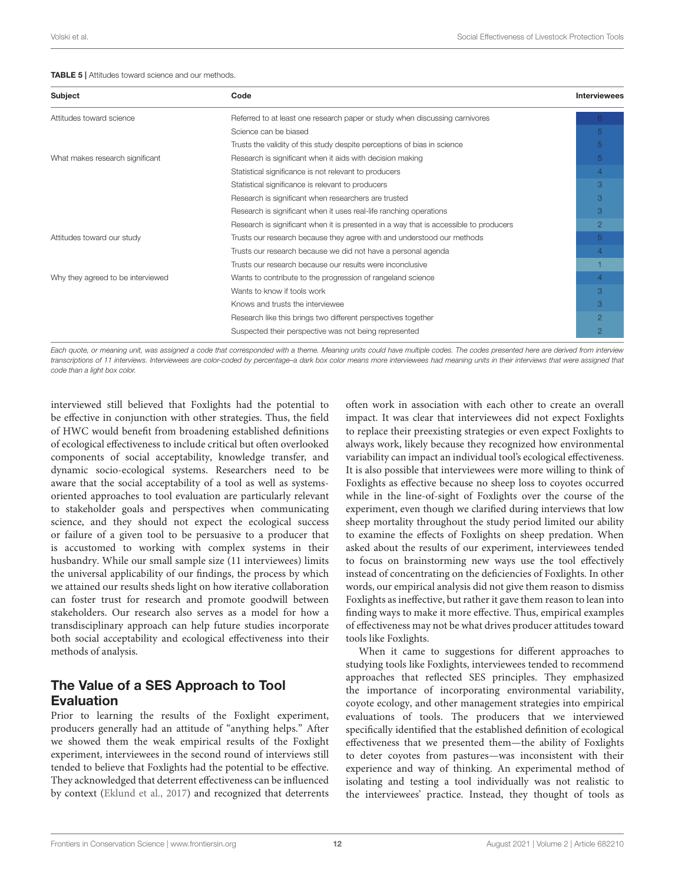**TABLE 5 |** Attitudes toward science and our methods.

| Subject | Code | Interviewees |
|---|---|---|
| Attitudes toward science | Referred to at least one research paper or study when discussing carnivores | 6 |
| | Science can be biased | 5 |
| | Trusts the validity of this study despite perceptions of bias in science | 5 |
| What makes research significant | Research is significant when it aids with decision making | 5 |
| | Statistical significance is not relevant to producers | 4 |
| | Statistical significance is relevant to producers | 3 |
| | Research is significant when researchers are trusted | 3 |
| | Research is significant when it uses real-life ranching operations | 3 |
| | Research is significant when it is presented in a way that is accessible to producers | 2 |
| Attitudes toward our study | Trusts our research because they agree with and understood our methods | 5 |
| | Trusts our research because we did not have a personal agenda | 4 |
| | Trusts our research because our results were inconclusive | 1 |
| Why they agreed to be interviewed | Wants to contribute to the progression of rangeland science | 4 |
| | Wants to know if tools work | 3 |
| | Knows and trusts the interviewee | 3 |
| | Research like this brings two different perspectives together | 2 |
| | Suspected their perspective was not being represented | 2 |

*Each quote, or meaning unit, was assigned a code that corresponded with a theme. Meaning units could have multiple codes. The codes presented here are derived from interview transcriptions of 11 interviews. Interviewees are color-coded by percentage–a dark box color means more interviewees had meaning units in their interviews that were assigned that code than a light box color.*

interviewed still believed that Foxlights had the potential to be effective in conjunction with other strategies. Thus, the field of HWC would benefit from broadening established definitions of ecological effectiveness to include critical but often overlooked components of social acceptability, knowledge transfer, and dynamic socio-ecological systems. Researchers need to be aware that the social acceptability of a tool as well as systems-oriented approaches to tool evaluation are particularly relevant to stakeholder goals and perspectives when communicating science, and they should not expect the ecological success or failure of a given tool to be persuasive to a producer that is accustomed to working with complex systems in their husbandry. While our small sample size (11 interviewees) limits the universal applicability of our findings, the process by which we attained our results sheds light on how iterative collaboration can foster trust for research and promote goodwill between stakeholders. Our research also serves as a model for how a transdisciplinary approach can help future studies incorporate both social acceptability and ecological effectiveness into their methods of analysis.

## The Value of a SES Approach to Tool Evaluation

Prior to learning the results of the Foxlight experiment, producers generally had an attitude of "anything helps." After we showed them the weak empirical results of the Foxlight experiment, interviewees in the second round of interviews still tended to believe that Foxlights had the potential to be effective. They acknowledged that deterrent effectiveness can be influenced by context (Eklund et al., 2017) and recognized that deterrents often work in association with each other to create an overall impact. It was clear that interviewees did not expect Foxlights to replace their preexisting strategies or even expect Foxlights to always work, likely because they recognized how environmental variability can impact an individual tool's ecological effectiveness. It is also possible that interviewees were more willing to think of Foxlights as effective because no sheep loss to coyotes occurred while in the line-of-sight of Foxlights over the course of the experiment, even though we clarified during interviews that low sheep mortality throughout the study period limited our ability to examine the effects of Foxlights on sheep predation. When asked about the results of our experiment, interviewees tended to focus on brainstorming new ways use the tool effectively instead of concentrating on the deficiencies of Foxlights. In other words, our empirical analysis did not give them reason to dismiss Foxlights as ineffective, but rather it gave them reason to lean into finding ways to make it more effective. Thus, empirical examples of effectiveness may not be what drives producer attitudes toward tools like Foxlights.

When it came to suggestions for different approaches to studying tools like Foxlights, interviewees tended to recommend approaches that reflected SES principles. They emphasized the importance of incorporating environmental variability, coyote ecology, and other management strategies into empirical evaluations of tools. The producers that we interviewed specifically identified that the established definition of ecological effectiveness that we presented them—the ability of Foxlights to deter coyotes from pastures—was inconsistent with their experience and way of thinking. An experimental method of isolating and testing a tool individually was not realistic to the interviewees' practice. Instead, they thought of tools as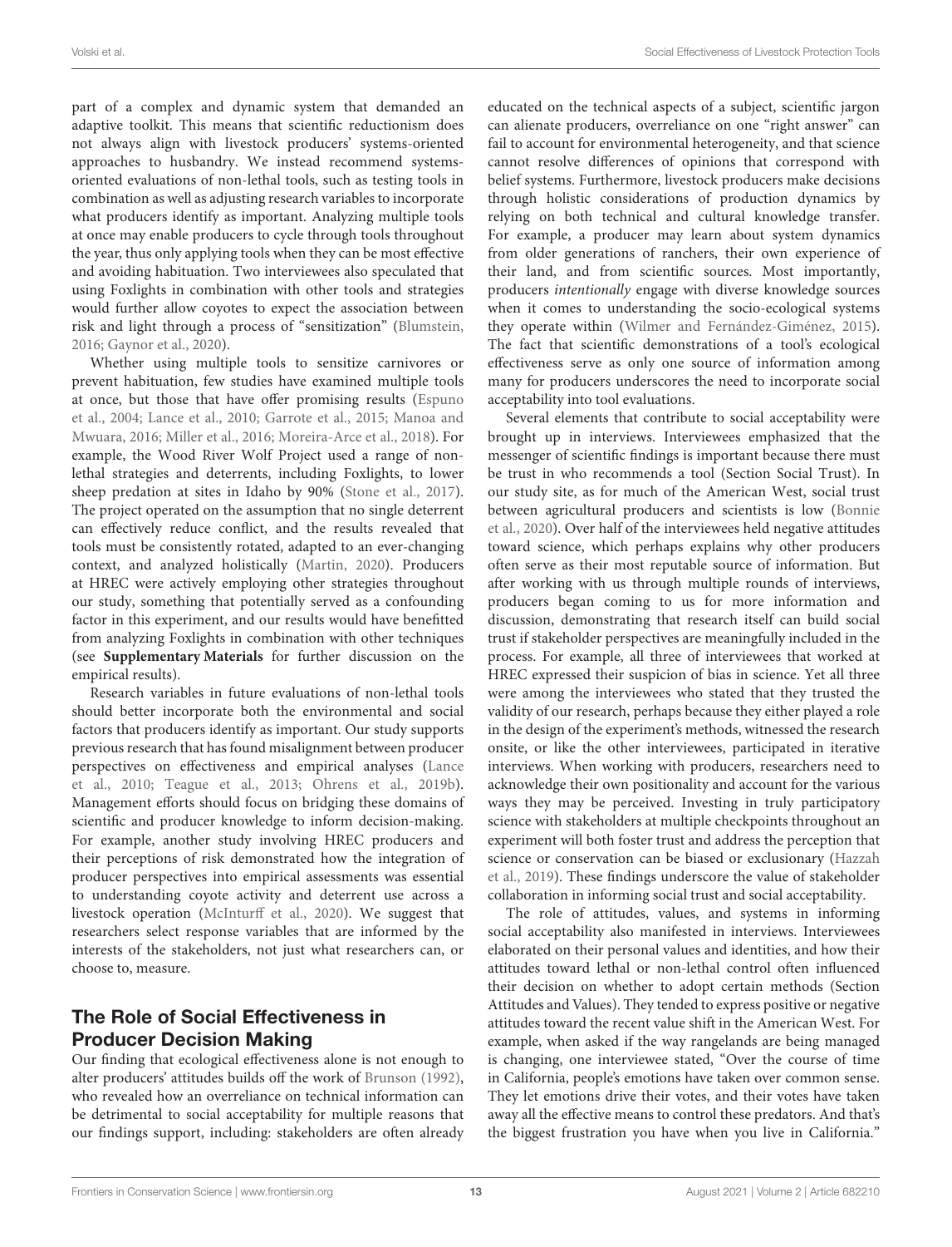part of a complex and dynamic system that demanded an adaptive toolkit. This means that scientific reductionism does not always align with livestock producers' systems-oriented approaches to husbandry. We instead recommend systems-oriented evaluations of non-lethal tools, such as testing tools in combination as well as adjusting research variables to incorporate what producers identify as important. Analyzing multiple tools at once may enable producers to cycle through tools throughout the year, thus only applying tools when they can be most effective and avoiding habituation. Two interviewees also speculated that using Foxlights in combination with other tools and strategies would further allow coyotes to expect the association between risk and light through a process of "sensitization" (Blumstein, 2016; Gaynor et al., 2020).

Whether using multiple tools to sensitize carnivores or prevent habituation, few studies have examined multiple tools at once, but those that have offer promising results (Espuno et al., 2004; Lance et al., 2010; Garrote et al., 2015; Manoa and Mwuara, 2016; Miller et al., 2016; Moreira-Arce et al., 2018). For example, the Wood River Wolf Project used a range of non-lethal strategies and deterrents, including Foxlights, to lower sheep predation at sites in Idaho by 90% (Stone et al., 2017). The project operated on the assumption that no single deterrent can effectively reduce conflict, and the results revealed that tools must be consistently rotated, adapted to an ever-changing context, and analyzed holistically (Martin, 2020). Producers at HREC were actively employing other strategies throughout our study, something that potentially served as a confounding factor in this experiment, and our results would have benefitted from analyzing Foxlights in combination with other techniques (see **Supplementary Materials** for further discussion on the empirical results).

Research variables in future evaluations of non-lethal tools should better incorporate both the environmental and social factors that producers identify as important. Our study supports previous research that has found misalignment between producer perspectives on effectiveness and empirical analyses (Lance et al., 2010; Teague et al., 2013; Ohrens et al., 2019b). Management efforts should focus on bridging these domains of scientific and producer knowledge to inform decision-making. For example, another study involving HREC producers and their perceptions of risk demonstrated how the integration of producer perspectives into empirical assessments was essential to understanding coyote activity and deterrent use across a livestock operation (McInturff et al., 2020). We suggest that researchers select response variables that are informed by the interests of the stakeholders, not just what researchers can, or choose to, measure.

## The Role of Social Effectiveness in Producer Decision Making

Our finding that ecological effectiveness alone is not enough to alter producers' attitudes builds off the work of Brunson (1992), who revealed how an overreliance on technical information can be detrimental to social acceptability for multiple reasons that our findings support, including: stakeholders are often already educated on the technical aspects of a subject, scientific jargon can alienate producers, overreliance on one "right answer" can fail to account for environmental heterogeneity, and that science cannot resolve differences of opinions that correspond with belief systems. Furthermore, livestock producers make decisions through holistic considerations of production dynamics by relying on both technical and cultural knowledge transfer. For example, a producer may learn about system dynamics from older generations of ranchers, their own experience of their land, and from scientific sources. Most importantly, producers *intentionally* engage with diverse knowledge sources when it comes to understanding the socio-ecological systems they operate within (Wilmer and Fernández-Giménez, 2015). The fact that scientific demonstrations of a tool's ecological effectiveness serve as only one source of information among many for producers underscores the need to incorporate social acceptability into tool evaluations.

Several elements that contribute to social acceptability were brought up in interviews. Interviewees emphasized that the messenger of scientific findings is important because there must be trust in who recommends a tool (Section Social Trust). In our study site, as for much of the American West, social trust between agricultural producers and scientists is low (Bonnie et al., 2020). Over half of the interviewees held negative attitudes toward science, which perhaps explains why other producers often serve as their most reputable source of information. But after working with us through multiple rounds of interviews, producers began coming to us for more information and discussion, demonstrating that research itself can build social trust if stakeholder perspectives are meaningfully included in the process. For example, all three of interviewees that worked at HREC expressed their suspicion of bias in science. Yet all three were among the interviewees who stated that they trusted the validity of our research, perhaps because they either played a role in the design of the experiment's methods, witnessed the research onsite, or like the other interviewees, participated in iterative interviews. When working with producers, researchers need to acknowledge their own positionality and account for the various ways they may be perceived. Investing in truly participatory science with stakeholders at multiple checkpoints throughout an experiment will both foster trust and address the perception that science or conservation can be biased or exclusionary (Hazzah et al., 2019). These findings underscore the value of stakeholder collaboration in informing social trust and social acceptability.

The role of attitudes, values, and systems in informing social acceptability also manifested in interviews. Interviewees elaborated on their personal values and identities, and how their attitudes toward lethal or non-lethal control often influenced their decision on whether to adopt certain methods (Section Attitudes and Values). They tended to express positive or negative attitudes toward the recent value shift in the American West. For example, when asked if the way rangelands are being managed is changing, one interviewee stated, "Over the course of time in California, people's emotions have taken over common sense. They let emotions drive their votes, and their votes have taken away all the effective means to control these predators. And that's the biggest frustration you have when you live in California."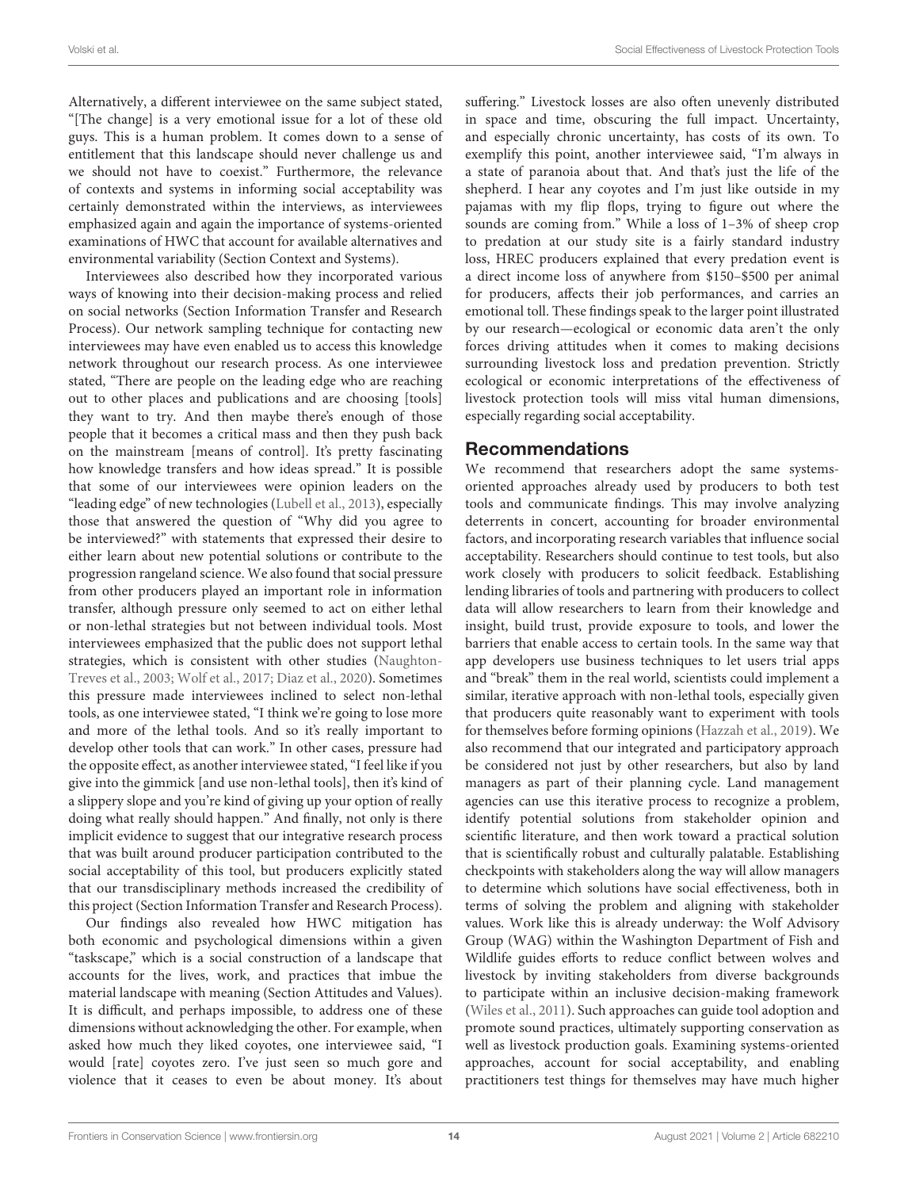Alternatively, a different interviewee on the same subject stated, "[The change] is a very emotional issue for a lot of these old guys. This is a human problem. It comes down to a sense of entitlement that this landscape should never challenge us and we should not have to coexist." Furthermore, the relevance of contexts and systems in informing social acceptability was certainly demonstrated within the interviews, as interviewees emphasized again and again the importance of systems-oriented examinations of HWC that account for available alternatives and environmental variability (Section Context and Systems).

Interviewees also described how they incorporated various ways of knowing into their decision-making process and relied on social networks (Section Information Transfer and Research Process). Our network sampling technique for contacting new interviewees may have even enabled us to access this knowledge network throughout our research process. As one interviewee stated, "There are people on the leading edge who are reaching out to other places and publications and are choosing [tools] they want to try. And then maybe there's enough of those people that it becomes a critical mass and then they push back on the mainstream [means of control]. It's pretty fascinating how knowledge transfers and how ideas spread." It is possible that some of our interviewees were opinion leaders on the "leading edge" of new technologies (Lubell et al., 2013), especially those that answered the question of "Why did you agree to be interviewed?" with statements that expressed their desire to either learn about new potential solutions or contribute to the progression rangeland science. We also found that social pressure from other producers played an important role in information transfer, although pressure only seemed to act on either lethal or non-lethal strategies but not between individual tools. Most interviewees emphasized that the public does not support lethal strategies, which is consistent with other studies (Naughton-Treves et al., 2003; Wolf et al., 2017; Diaz et al., 2020). Sometimes this pressure made interviewees inclined to select non-lethal tools, as one interviewee stated, "I think we're going to lose more and more of the lethal tools. And so it's really important to develop other tools that can work." In other cases, pressure had the opposite effect, as another interviewee stated, "I feel like if you give into the gimmick [and use non-lethal tools], then it's kind of a slippery slope and you're kind of giving up your option of really doing what really should happen." And finally, not only is there implicit evidence to suggest that our integrative research process that was built around producer participation contributed to the social acceptability of this tool, but producers explicitly stated that our transdisciplinary methods increased the credibility of this project (Section Information Transfer and Research Process).

Our findings also revealed how HWC mitigation has both economic and psychological dimensions within a given "taskscape," which is a social construction of a landscape that accounts for the lives, work, and practices that imbue the material landscape with meaning (Section Attitudes and Values). It is difficult, and perhaps impossible, to address one of these dimensions without acknowledging the other. For example, when asked how much they liked coyotes, one interviewee said, "I would [rate] coyotes zero. I've just seen so much gore and violence that it ceases to even be about money. It's about suffering." Livestock losses are also often unevenly distributed in space and time, obscuring the full impact. Uncertainty, and especially chronic uncertainty, has costs of its own. To exemplify this point, another interviewee said, "I'm always in a state of paranoia about that. And that's just the life of the shepherd. I hear any coyotes and I'm just like outside in my pajamas with my flip flops, trying to figure out where the sounds are coming from." While a loss of 1–3% of sheep crop to predation at our study site is a fairly standard industry loss, HREC producers explained that every predation event is a direct income loss of anywhere from \$150–\$500 per animal for producers, affects their job performances, and carries an emotional toll. These findings speak to the larger point illustrated by our research—ecological or economic data aren't the only forces driving attitudes when it comes to making decisions surrounding livestock loss and predation prevention. Strictly ecological or economic interpretations of the effectiveness of livestock protection tools will miss vital human dimensions, especially regarding social acceptability.

## Recommendations

We recommend that researchers adopt the same systems-oriented approaches already used by producers to both test tools and communicate findings. This may involve analyzing deterrents in concert, accounting for broader environmental factors, and incorporating research variables that influence social acceptability. Researchers should continue to test tools, but also work closely with producers to solicit feedback. Establishing lending libraries of tools and partnering with producers to collect data will allow researchers to learn from their knowledge and insight, build trust, provide exposure to tools, and lower the barriers that enable access to certain tools. In the same way that app developers use business techniques to let users trial apps and "break" them in the real world, scientists could implement a similar, iterative approach with non-lethal tools, especially given that producers quite reasonably want to experiment with tools for themselves before forming opinions (Hazzah et al., 2019). We also recommend that our integrated and participatory approach be considered not just by other researchers, but also by land managers as part of their planning cycle. Land management agencies can use this iterative process to recognize a problem, identify potential solutions from stakeholder opinion and scientific literature, and then work toward a practical solution that is scientifically robust and culturally palatable. Establishing checkpoints with stakeholders along the way will allow managers to determine which solutions have social effectiveness, both in terms of solving the problem and aligning with stakeholder values. Work like this is already underway: the Wolf Advisory Group (WAG) within the Washington Department of Fish and Wildlife guides efforts to reduce conflict between wolves and livestock by inviting stakeholders from diverse backgrounds to participate within an inclusive decision-making framework (Wiles et al., 2011). Such approaches can guide tool adoption and promote sound practices, ultimately supporting conservation as well as livestock production goals. Examining systems-oriented approaches, account for social acceptability, and enabling practitioners test things for themselves may have much higher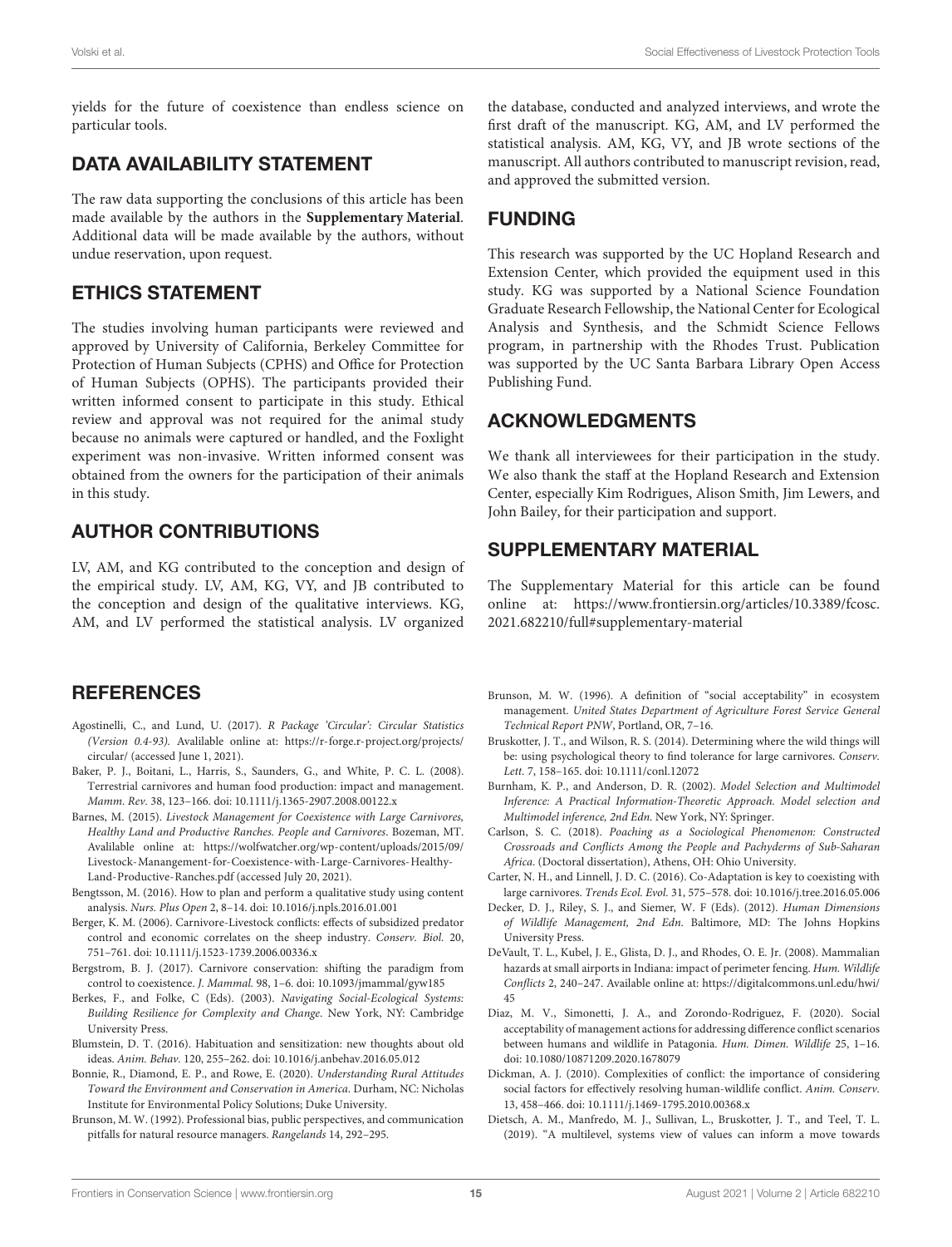yields for the future of coexistence than endless science on particular tools.

## DATA AVAILABILITY STATEMENT

The raw data supporting the conclusions of this article has been made available by the authors in the **Supplementary Material**. Additional data will be made available by the authors, without undue reservation, upon request.

## ETHICS STATEMENT

The studies involving human participants were reviewed and approved by University of California, Berkeley Committee for Protection of Human Subjects (CPHS) and Office for Protection of Human Subjects (OPHS). The participants provided their written informed consent to participate in this study. Ethical review and approval was not required for the animal study because no animals were captured or handled, and the Foxlight experiment was non-invasive. Written informed consent was obtained from the owners for the participation of their animals in this study.

## AUTHOR CONTRIBUTIONS

LV, AM, and KG contributed to the conception and design of the empirical study. LV, AM, KG, VY, and JB contributed to the conception and design of the qualitative interviews. KG, AM, and LV performed the statistical analysis. LV organized the database, conducted and analyzed interviews, and wrote the first draft of the manuscript. KG, AM, and LV performed the statistical analysis. AM, KG, VY, and JB wrote sections of the manuscript. All authors contributed to manuscript revision, read, and approved the submitted version.

## FUNDING

This research was supported by the UC Hopland Research and Extension Center, which provided the equipment used in this study. KG was supported by a National Science Foundation Graduate Research Fellowship, the National Center for Ecological Analysis and Synthesis, and the Schmidt Science Fellows program, in partnership with the Rhodes Trust. Publication was supported by the UC Santa Barbara Library Open Access Publishing Fund.

## ACKNOWLEDGMENTS

We thank all interviewees for their participation in the study. We also thank the staff at the Hopland Research and Extension Center, especially Kim Rodrigues, Alison Smith, Jim Lewers, and John Bailey, for their participation and support.

## SUPPLEMENTARY MATERIAL

The Supplementary Material for this article can be found online at: https://www.frontiersin.org/articles/10.3389/fcosc.2021.682210/full#supplementary-material

## REFERENCES

Agostinelli, C., and Lund, U. (2017). *R Package 'Circular': Circular Statistics (Version 0.4-93).* Avalilable online at: https://r-forge.r-project.org/projects/circular/ (accessed June 1, 2021).

Baker, P. J., Boitani, L., Harris, S., Saunders, G., and White, P. C. L. (2008). Terrestrial carnivores and human food production: impact and management. *Mamm. Rev.* 38, 123–166. doi: 10.1111/j.1365-2907.2008.00122.x

Barnes, M. (2015). *Livestock Management for Coexistence with Large Carnivores, Healthy Land and Productive Ranches. People and Carnivores*. Bozeman, MT. Avalilable online at: https://wolfwatcher.org/wp-content/uploads/2015/09/Livestock-Manangement-for-Coexistence-with-Large-Carnivores-Healthy-Land-Productive-Ranches.pdf (accessed July 20, 2021).

Bengtsson, M. (2016). How to plan and perform a qualitative study using content analysis. *Nurs. Plus Open* 2, 8–14. doi: 10.1016/j.npls.2016.01.001

Berger, K. M. (2006). Carnivore-Livestock conflicts: effects of subsidized predator control and economic correlates on the sheep industry. *Conserv. Biol.* 20, 751–761. doi: 10.1111/j.1523-1739.2006.00336.x

Bergstrom, B. J. (2017). Carnivore conservation: shifting the paradigm from control to coexistence. *J. Mammal.* 98, 1–6. doi: 10.1093/jmammal/gyw185

Berkes, F., and Folke, C (Eds). (2003). *Navigating Social-Ecological Systems: Building Resilience for Complexity and Change*. New York, NY: Cambridge University Press.

Blumstein, D. T. (2016). Habituation and sensitization: new thoughts about old ideas. *Anim. Behav.* 120, 255–262. doi: 10.1016/j.anbehav.2016.05.012

Bonnie, R., Diamond, E. P., and Rowe, E. (2020). *Understanding Rural Attitudes Toward the Environment and Conservation in America*. Durham, NC: Nicholas Institute for Environmental Policy Solutions; Duke University.

Brunson, M. W. (1992). Professional bias, public perspectives, and communication pitfalls for natural resource managers. *Rangelands* 14, 292–295.

Brunson, M. W. (1996). A definition of "social acceptability" in ecosystem management. *United States Department of Agriculture Forest Service General Technical Report PNW*, Portland, OR, 7–16.

Bruskotter, J. T., and Wilson, R. S. (2014). Determining where the wild things will be: using psychological theory to find tolerance for large carnivores. *Conserv. Lett.* 7, 158–165. doi: 10.1111/conl.12072

Burnham, K. P., and Anderson, D. R. (2002). *Model Selection and Multimodel Inference: A Practical Information-Theoretic Approach. Model selection and Multimodel inference, 2nd Edn*. New York, NY: Springer.

Carlson, S. C. (2018). *Poaching as a Sociological Phenomenon: Constructed Crossroads and Conflicts Among the People and Pachyderms of Sub-Saharan Africa*. (Doctoral dissertation), Athens, OH: Ohio University.

Carter, N. H., and Linnell, J. D. C. (2016). Co-Adaptation is key to coexisting with large carnivores. *Trends Ecol. Evol.* 31, 575–578. doi: 10.1016/j.tree.2016.05.006

Decker, D. J., Riley, S. J., and Siemer, W. F (Eds). (2012). *Human Dimensions of Wildlife Management, 2nd Edn.* Baltimore, MD: The Johns Hopkins University Press.

DeVault, T. L., Kubel, J. E., Glista, D. J., and Rhodes, O. E. Jr. (2008). Mammalian hazards at small airports in Indiana: impact of perimeter fencing. *Hum. Wildlife Conflicts* 2, 240–247. Available online at: https://digitalcommons.unl.edu/hwi/45

Diaz, M. V., Simonetti, J. A., and Zorondo-Rodriguez, F. (2020). Social acceptability of management actions for addressing difference conflict scenarios between humans and wildlife in Patagonia. *Hum. Dimen. Wildlife* 25, 1–16. doi: 10.1080/10871209.2020.1678079

Dickman, A. J. (2010). Complexities of conflict: the importance of considering social factors for effectively resolving human-wildlife conflict. *Anim. Conserv.* 13, 458–466. doi: 10.1111/j.1469-1795.2010.00368.x

Dietsch, A. M., Manfredo, M. J., Sullivan, L., Bruskotter, J. T., and Teel, T. L. (2019). "A multilevel, systems view of values can inform a move towards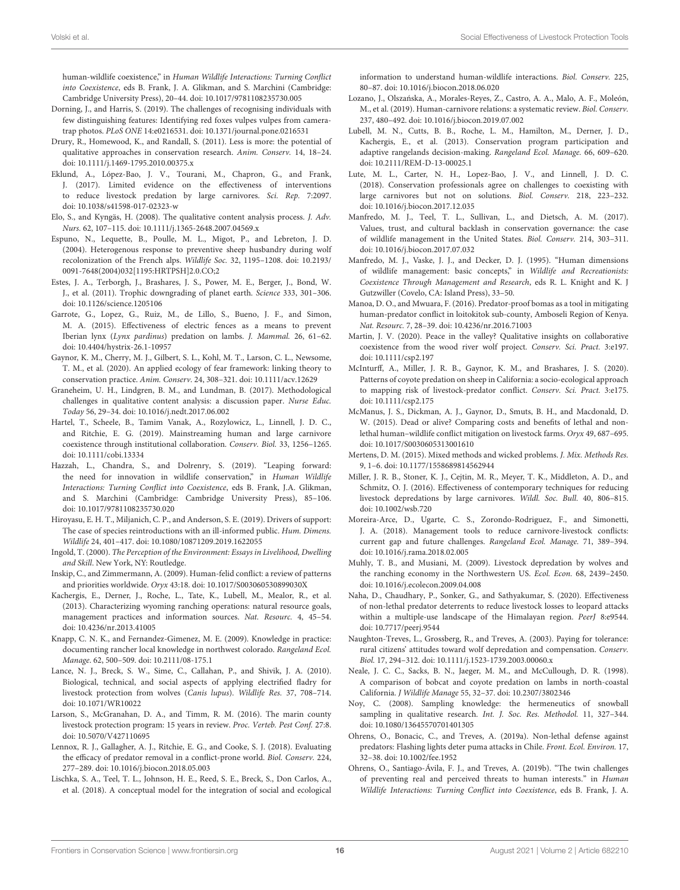human-wildlife coexistence," in *Human Wildlife Interactions: Turning Conflict into Coexistence*, eds B. Frank, J. A. Glikman, and S. Marchini (Cambridge: Cambridge University Press), 20–44. doi: 10.1017/9781108235730.005

Dorning, J., and Harris, S. (2019). The challenges of recognising individuals with few distinguishing features: Identifying red foxes vulpes vulpes from camera-trap photos. *PLoS ONE* 14:e0216531. doi: 10.1371/journal.pone.0216531

Drury, R., Homewood, K., and Randall, S. (2011). Less is more: the potential of qualitative approaches in conservation research. *Anim. Conserv.* 14, 18–24. doi: 10.1111/j.1469-1795.2010.00375.x

Eklund, A., López-Bao, J. V., Tourani, M., Chapron, G., and Frank, J. (2017). Limited evidence on the effectiveness of interventions to reduce livestock predation by large carnivores. *Sci. Rep.* 7:2097. doi: 10.1038/s41598-017-02323-w

Elo, S., and Kyngäs, H. (2008). The qualitative content analysis process. *J. Adv. Nurs.* 62, 107–115. doi: 10.1111/j.1365-2648.2007.04569.x

Espuno, N., Lequette, B., Poulle, M. L., Migot, P., and Lebreton, J. D. (2004). Heterogeneous response to preventive sheep husbandry during wolf recolonization of the French alps. *Wildlife Soc.* 32, 1195–1208. doi: 10.2193/0091-7648(2004)032[1195:HRTPSH]2.0.CO;2

Estes, J. A., Terborgh, J., Brashares, J. S., Power, M. E., Berger, J., Bond, W. J., et al. (2011). Trophic downgrading of planet earth. *Science* 333, 301–306. doi: 10.1126/science.1205106

Garrote, G., Lopez, G., Ruiz, M., de Lillo, S., Bueno, J. F., and Simon, M. A. (2015). Effectiveness of electric fences as a means to prevent Iberian lynx (*Lynx pardinus*) predation on lambs. *J. Mammal.* 26, 61–62. doi: 10.4404/hystrix-26.1-10957

Gaynor, K. M., Cherry, M. J., Gilbert, S. L., Kohl, M. T., Larson, C. L., Newsome, T. M., et al. (2020). An applied ecology of fear framework: linking theory to conservation practice. *Anim. Conserv.* 24, 308–321. doi: 10.1111/acv.12629

Graneheim, U. H., Lindgren, B. M., and Lundman, B. (2017). Methodological challenges in qualitative content analysis: a discussion paper. *Nurse Educ. Today* 56, 29–34. doi: 10.1016/j.nedt.2017.06.002

Hartel, T., Scheele, B., Tamim Vanak, A., Rozylowicz, L., Linnell, J. D. C., and Ritchie, E. G. (2019). Mainstreaming human and large carnivore coexistence through institutional collaboration. *Conserv. Biol.* 33, 1256–1265. doi: 10.1111/cobi.13334

Hazzah, L., Chandra, S., and Dolrenry, S. (2019). "Leaping forward: the need for innovation in wildlife conservation," in *Human Wildlife Interactions: Turning Conflict into Coexistence*, eds B. Frank, J.A. Glikman, and S. Marchini (Cambridge: Cambridge University Press), 85–106. doi: 10.1017/9781108235730.020

Hiroyasu, E. H. T., Miljanich, C. P., and Anderson, S. E. (2019). Drivers of support: The case of species reintroductions with an ill-informed public. *Hum. Dimens. Wildlife* 24, 401–417. doi: 10.1080/10871209.2019.1622055

Ingold, T. (2000). *The Perception of the Environment: Essays in Livelihood, Dwelling and Skill*. New York, NY: Routledge.

Inskip, C., and Zimmermann, A. (2009). Human-felid conflict: a review of patterns and priorities worldwide. *Oryx* 43:18. doi: 10.1017/S003060530899030X

Kachergis, E., Derner, J., Roche, L., Tate, K., Lubell, M., Mealor, R., et al. (2013). Characterizing wyoming ranching operations: natural resource goals, management practices and information sources. *Nat. Resourc.* 4, 45–54. doi: 10.4236/nr.2013.41005

Knapp, C. N. K., and Fernandez-Gimenez, M. E. (2009). Knowledge in practice: documenting rancher local knowledge in northwest colorado. *Rangeland Ecol. Manage.* 62, 500–509. doi: 10.2111/08-175.1

Lance, N. J., Breck, S. W., Sime, C., Callahan, P., and Shivik, J. A. (2010). Biological, technical, and social aspects of applying electrified fladry for livestock protection from wolves (*Canis lupus*). *Wildlife Res.* 37, 708–714. doi: 10.1071/WR10022

Larson, S., McGranahan, D. A., and Timm, R. M. (2016). The marin county livestock protection program: 15 years in review. *Proc. Verteb. Pest Conf.* 27:8. doi: 10.5070/V427110695

Lennox, R. J., Gallagher, A. J., Ritchie, E. G., and Cooke, S. J. (2018). Evaluating the efficacy of predator removal in a conflict-prone world. *Biol. Conserv.* 224, 277–289. doi: 10.1016/j.biocon.2018.05.003

Lischka, S. A., Teel, T. L., Johnson, H. E., Reed, S. E., Breck, S., Don Carlos, A., et al. (2018). A conceptual model for the integration of social and ecological information to understand human-wildlife interactions. *Biol. Conserv.* 225, 80–87. doi: 10.1016/j.biocon.2018.06.020

Lozano, J., Olszańska, A., Morales-Reyes, Z., Castro, A. A., Malo, A. F., Moleón, M., et al. (2019). Human-carnivore relations: a systematic review. *Biol. Conserv.* 237, 480–492. doi: 10.1016/j.biocon.2019.07.002

Lubell, M. N., Cutts, B. B., Roche, L. M., Hamilton, M., Derner, J. D., Kachergis, E., et al. (2013). Conservation program participation and adaptive rangelands decision-making. *Rangeland Ecol. Manage.* 66, 609–620. doi: 10.2111/REM-D-13-00025.1

Lute, M. L., Carter, N. H., Lopez-Bao, J. V., and Linnell, J. D. C. (2018). Conservation professionals agree on challenges to coexisting with large carnivores but not on solutions. *Biol. Conserv.* 218, 223–232. doi: 10.1016/j.biocon.2017.12.035

Manfredo, M. J., Teel, T. L., Sullivan, L., and Dietsch, A. M. (2017). Values, trust, and cultural backlash in conservation governance: the case of wildlife management in the United States. *Biol. Conserv.* 214, 303–311. doi: 10.1016/j.biocon.2017.07.032

Manfredo, M. J., Vaske, J. J., and Decker, D. J. (1995). "Human dimensions of wildlife management: basic concepts," in *Wildlife and Recreationists: Coexistence Through Management and Research*, eds R. L. Knight and K. J Gutzwiller (Covelo, CA: Island Press), 33–50.

Manoa, D. O., and Mwuara, F. (2016). Predator-proof bomas as a tool in mitigating human-predator conflict in loitokitok sub-county, Amboseli Region of Kenya. *Nat. Resourc.* 7, 28–39. doi: 10.4236/nr.2016.71003

Martin, J. V. (2020). Peace in the valley? Qualitative insights on collaborative coexistence from the wood river wolf project. *Conserv. Sci. Pract.* 3:e197. doi: 10.1111/csp2.197

McInturff, A., Miller, J. R. B., Gaynor, K. M., and Brashares, J. S. (2020). Patterns of coyote predation on sheep in California: a socio-ecological approach to mapping risk of livestock-predator conflict. *Conserv. Sci. Pract.* 3:e175. doi: 10.1111/csp2.175

McManus, J. S., Dickman, A. J., Gaynor, D., Smuts, B. H., and Macdonald, D. W. (2015). Dead or alive? Comparing costs and benefits of lethal and non-lethal human–wildlife conflict mitigation on livestock farms. *Oryx* 49, 687–695. doi: 10.1017/S0030605313001610

Mertens, D. M. (2015). Mixed methods and wicked problems. *J. Mix. Methods Res.* 9, 1–6. doi: 10.1177/1558689814562944

Miller, J. R. B., Stoner, K. J., Cejtin, M. R., Meyer, T. K., Middleton, A. D., and Schmitz, O. J. (2016). Effectiveness of contemporary techniques for reducing livestock depredations by large carnivores. *Wildl. Soc. Bull.* 40, 806–815. doi: 10.1002/wsb.720

Moreira-Arce, D., Ugarte, C. S., Zorondo-Rodriguez, F., and Simonetti, J. A. (2018). Management tools to reduce carnivore-livestock conflicts: current gap and future challenges. *Rangeland Ecol. Manage.* 71, 389–394. doi: 10.1016/j.rama.2018.02.005

Muhly, T. B., and Musiani, M. (2009). Livestock depredation by wolves and the ranching economy in the Northwestern US. *Ecol. Econ.* 68, 2439–2450. doi: 10.1016/j.ecolecon.2009.04.008

Naha, D., Chaudhary, P., Sonker, G., and Sathyakumar, S. (2020). Effectiveness of non-lethal predator deterrents to reduce livestock losses to leopard attacks within a multiple-use landscape of the Himalayan region. *PeerJ* 8:e9544. doi: 10.7717/peerj.9544

Naughton-Treves, L., Grossberg, R., and Treves, A. (2003). Paying for tolerance: rural citizens' attitudes toward wolf depredation and compensation. *Conserv. Biol.* 17, 294–312. doi: 10.1111/j.1523-1739.2003.00060.x

Neale, J. C. C., Sacks, B. N., Jaeger, M. M., and McCullough, D. R. (1998). A comparison of bobcat and coyote predation on lambs in north-coastal California. *J Wildlife Manage* 55, 32–37. doi: 10.2307/3802346

Noy, C. (2008). Sampling knowledge: the hermeneutics of snowball sampling in qualitative research. *Int. J. Soc. Res. Methodol.* 11, 327–344. doi: 10.1080/13645570701401305

Ohrens, O., Bonacic, C., and Treves, A. (2019a). Non-lethal defense against predators: Flashing lights deter puma attacks in Chile. *Front. Ecol. Environ.* 17, 32–38. doi: 10.1002/fee.1952

Ohrens, O., Santiago-Ávila, F. J., and Treves, A. (2019b). "The twin challenges of preventing real and perceived threats to human interests." in *Human Wildlife Interactions: Turning Conflict into Coexistence*, eds B. Frank, J. A.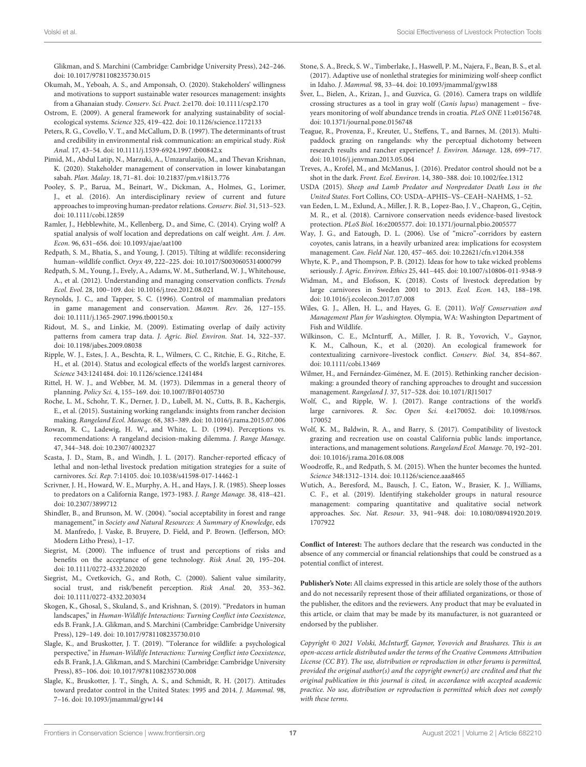Glikman, and S. Marchini (Cambridge: Cambridge University Press), 242–246. doi: 10.1017/9781108235730.015

Okumah, M., Yeboah, A. S., and Amponsah, O. (2020). Stakeholders' willingness and motivations to support sustainable water resources management: insights from a Ghanaian study. *Conserv. Sci. Pract.* 2:e170. doi: 10.1111/csp2.170

Ostrom, E. (2009). A general framework for analyzing sustainability of social-ecological systems. *Science* 325, 419–422. doi: 10.1126/science.1172133

Peters, R. G., Covello, V. T., and McCallum, D. B. (1997). The determinants of trust and credibility in environmental risk communication: an empirical study. *Risk Anal.* 17, 43–54. doi: 10.1111/j.1539-6924.1997.tb00842.x

Pimid, M., Abdul Latip, N., Marzuki, A., Umzarulazijo, M., and Thevan Krishnan, K. (2020). Stakeholder management of conservation in lower kinabatangan sabah. *Plan. Malay.* 18, 71–81. doi: 10.21837/pm.v18i13.776

Pooley, S. P., Barua, M., Beinart, W., Dickman, A., Holmes, G., Lorimer, J., et al. (2016). An interdisciplinary review of current and future approaches to improving human-predator relations. *Conserv. Biol.* 31, 513–523. doi: 10.1111/cobi.12859

Ramler, J., Hebblewhite, M., Kellenberg, D., and Sime, C. (2014). Crying wolf? A spatial analysis of wolf location and depredations on calf weight. *Am. J. Am. Econ.* 96, 631–656. doi: 10.1093/ajae/aat100

Redpath, S. M., Bhatia, S., and Young, J. (2015). Tilting at wildlife: reconsidering human–wildlife conflict. *Oryx* 49, 222–225. doi: 10.1017/S0030605314000799

Redpath, S. M., Young, J., Evely, A., Adams, W. M., Sutherland, W. J., Whitehouse, A., et al. (2012). Understanding and managing conservation conflicts. *Trends Ecol. Evol.* 28, 100–109. doi: 10.1016/j.tree.2012.08.021

Reynolds, J. C., and Tapper, S. C. (1996). Control of mammalian predators in game management and conservation. *Mamm. Rev.* 26, 127–155. doi: 10.1111/j.1365-2907.1996.tb00150.x

Ridout, M. S., and Linkie, M. (2009). Estimating overlap of daily activity patterns from camera trap data. *J. Agric. Biol. Environ. Stat.* 14, 322–337. doi: 10.1198/jabes.2009.08038

Ripple, W. J., Estes, J. A., Beschta, R. L., Wilmers, C. C., Ritchie, E. G., Ritche, E. H., et al. (2014). Status and ecological effects of the world's largest carnivores. *Science* 343:1241484. doi: 10.1126/science.1241484

Rittel, H. W. J., and Webber, M. M. (1973). Dilemmas in a general theory of planning. *Policy Sci.* 4, 155–169. doi: 10.1007/BF01405730

Roche, L. M., Schohr, T. K., Derner, J. D., Lubell, M. N., Cutts, B. B., Kachergis, E., et al. (2015). Sustaining working rangelands: insights from rancher decision making. *Rangeland Ecol. Manage.* 68, 383–389. doi: 10.1016/j.rama.2015.07.006

Rowan, R. C., Ladewig, H. W., and White, L. D. (1994). Perceptions vs. recommendations: A rangeland decision-making dilemma. *J. Range Manage.* 47, 344–348. doi: 10.2307/4002327

Scasta, J. D., Stam, B., and Windh, J. L. (2017). Rancher-reported efficacy of lethal and non-lethal livestock predation mitigation strategies for a suite of carnivores. *Sci. Rep.* 7:14105. doi: 10.1038/s41598-017-14462-1

Scrivner, J. H., Howard, W. E., Murphy, A. H., and Hays, J. R. (1985). Sheep losses to predators on a California Range, 1973-1983. *J. Range Manage.* 38, 418–421. doi: 10.2307/3899712

Shindler, B., and Brunson, M. W. (2004). "social acceptability in forest and range management," in *Society and Natural Resources: A Summary of Knowledge*, eds M. Manfredo, J. Vaske, B. Bruyere, D. Field, and P. Brown. (Jefferson, MO: Modern Litho Press), 1–17.

Siegrist, M. (2000). The influence of trust and perceptions of risks and benefits on the acceptance of gene technology. *Risk Anal.* 20, 195–204. doi: 10.1111/0272-4332.202020

Siegrist, M., Cvetkovich, G., and Roth, C. (2000). Salient value similarity, social trust, and risk/benefit perception. *Risk Anal.* 20, 353–362. doi: 10.1111/0272-4332.203034

Skogen, K., Ghosal, S., Skuland, S., and Krishnan, S. (2019). "Predators in human landscapes," in *Human-Wildlife Interactions: Turning Conflict into Coexistence*, eds B. Frank, J.A. Glikman, and S. Marchini (Cambridge: Cambridge University Press), 129–149. doi: 10.1017/9781108235730.010

Slagle, K., and Bruskotter, J. T. (2019). "Tolerance for wildlife: a psychological perspective," in *Human-Wildlife Interactions: Turning Conflict into Coexistence*, eds B. Frank, J.A. Glikman, and S. Marchini (Cambridge: Cambridge University Press), 85–106. doi: 10.1017/9781108235730.008

Slagle, K., Bruskotter, J. T., Singh, A. S., and Schmidt, R. H. (2017). Attitudes toward predator control in the United States: 1995 and 2014. *J. Mammal.* 98, 7–16. doi: 10.1093/jmammal/gyw144

Stone, S. A., Breck, S. W., Timberlake, J., Haswell, P. M., Najera, F., Bean, B. S., et al. (2017). Adaptive use of nonlethal strategies for minimizing wolf-sheep conflict in Idaho. *J. Mammal.* 98, 33–44. doi: 10.1093/jmammal/gyw188

Šver, L., Bielen, A., Krizan, J., and Guzvica, G. (2016). Camera traps on wildlife crossing structures as a tool in gray wolf (*Canis lupus*) management – five-years monitoring of wolf abundance trends in croatia. *PLoS ONE* 11:e0156748. doi: 10.1371/journal.pone.0156748

Teague, R., Provenza, F., Kreuter, U., Steffens, T., and Barnes, M. (2013). Multi-paddock grazing on rangelands: why the perceptual dichotomy between research results and rancher experience? *J. Environ. Manage.* 128, 699–717. doi: 10.1016/j.jenvman.2013.05.064

Treves, A., Krofel, M., and McManus, J. (2016). Predator control should not be a shot in the dark. *Front. Ecol. Environ.* 14, 380–388. doi: 10.1002/fee.1312

USDA (2015). *Sheep and Lamb Predator and Nonpredator Death Loss in the United States.* Fort Collins, CO: USDA–APHIS–VS–CEAH–NAHMS, 1–52.

van Eeden, L. M., Exlund, A., Miller, J. R. B., Lopez-Bao, J. V., Chapron, G., Cejtin, M. R., et al. (2018). Carnivore conservation needs evidence-based livestock protection. *PLoS Biol.* 16:e2005577. doi: 10.1371/journal.pbio.2005577

Way, J. G., and Eatough, D. L. (2006). Use of "micro"-corridors by eastern coyotes, canis latrans, in a heavily urbanized area: implications for ecosystem management. *Can. Field Nat.* 120, 457–465. doi: 10.22621/cfn.v120i4.358

Whyte, K. P., and Thompson, P. B. (2012). Ideas for how to take wicked problems seriously. *J. Agric. Environ. Ethics* 25, 441–445. doi: 10.1007/s10806-011-9348-9

Widman, M., and Elofsson, K. (2018). Costs of livestock depredation by large carnivores in Sweden 2001 to 2013. *Ecol. Econ.* 143, 188–198. doi: 10.1016/j.ecolecon.2017.07.008

Wiles, G. J., Allen, H. L., and Hayes, G. E. (2011). *Wolf Conservation and Management Plan for Washington.* Olympia, WA: Washington Department of Fish and Wildlife.

Wilkinson, C. E., McInturff, A., Miller, J. R. B., Yovovich, V., Gaynor, K. M., Calhoun, K., et al. (2020). An ecological framework for contextualizing carnivore–livestock conflict. *Conserv. Biol.* 34, 854–867. doi: 10.1111/cobi.13469

Wilmer, H., and Fernández-Giménez, M. E. (2015). Rethinking rancher decision-making: a grounded theory of ranching approaches to drought and succession management. *Rangeland J.* 37, 517–528. doi: 10.1071/RJ15017

Wolf, C., and Ripple, W. J. (2017). Range contractions of the world's large carnivores. *R. Soc. Open Sci.* 4:e170052. doi: 10.1098/rsos.170052

Wolf, K. M., Baldwin, R. A., and Barry, S. (2017). Compatibility of livestock grazing and recreation use on coastal California public lands: importance, interactions, and management solutions. *Rangeland Ecol. Manage.* 70, 192–201. doi: 10.1016/j.rama.2016.08.008

Woodroffe, R., and Redpath, S. M. (2015). When the hunter becomes the hunted. *Science* 348:1312–1314. doi: 10.1126/science.aaa8465

Wutich, A., Beresford, M., Bausch, J. C., Eaton, W., Brasier, K. J., Williams, C. F., et al. (2019). Identifying stakeholder groups in natural resource management: comparing quantitative and qualitative social network approaches. *Soc. Nat. Resour.* 33, 941–948. doi: 10.1080/08941920.2019.1707922

**Conflict of Interest:** The authors declare that the research was conducted in the absence of any commercial or financial relationships that could be construed as a potential conflict of interest.

**Publisher's Note:** All claims expressed in this article are solely those of the authors and do not necessarily represent those of their affiliated organizations, or those of the publisher, the editors and the reviewers. Any product that may be evaluated in this article, or claim that may be made by its manufacturer, is not guaranteed or endorsed by the publisher.

*Copyright © 2021 Volski, McInturff, Gaynor, Yovovich and Brashares. This is an open-access article distributed under the terms of the Creative Commons Attribution License (CC BY). The use, distribution or reproduction in other forums is permitted, provided the original author(s) and the copyright owner(s) are credited and that the original publication in this journal is cited, in accordance with accepted academic practice. No use, distribution or reproduction is permitted which does not comply with these terms.*